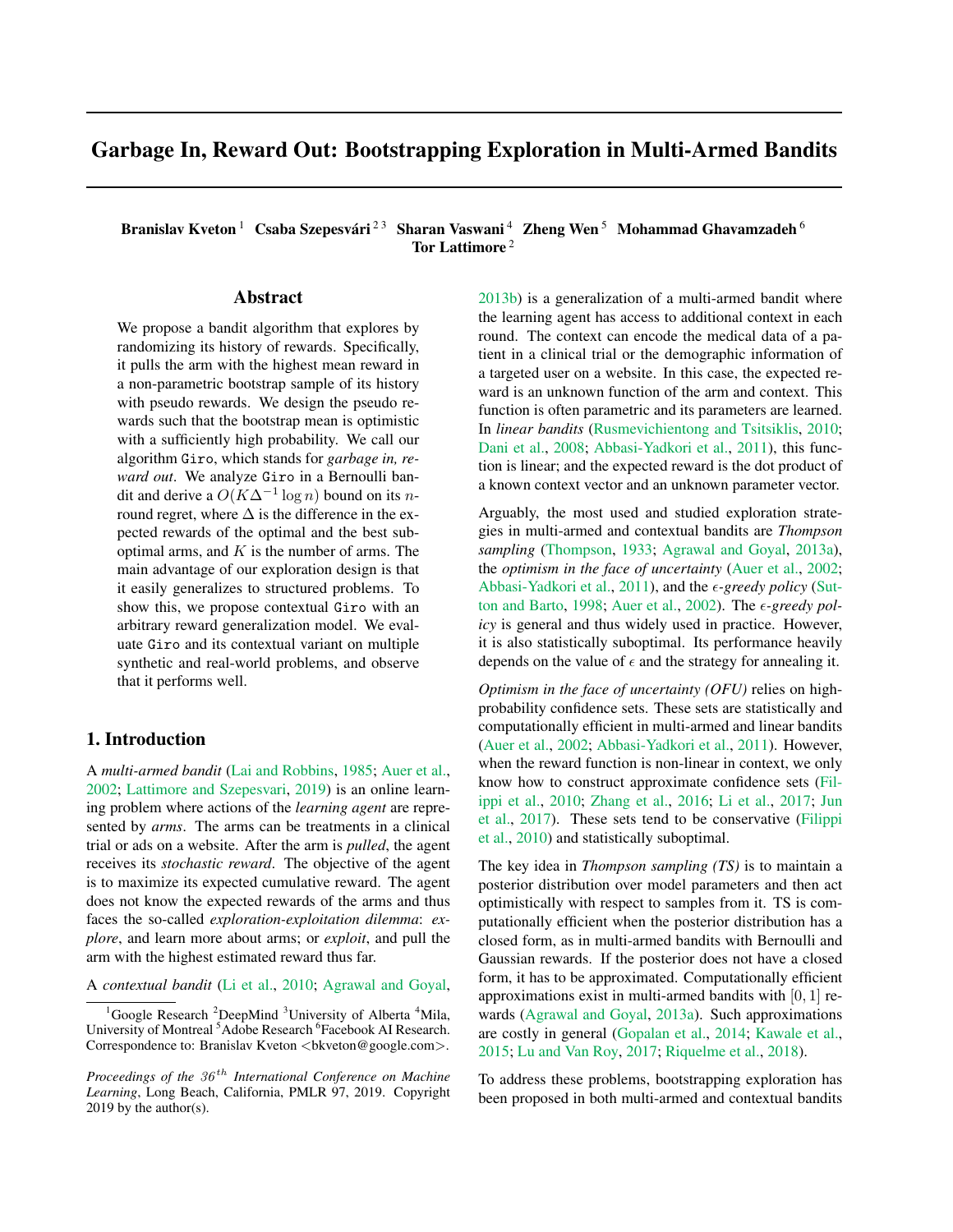# Garbage In, Reward Out: Bootstrapping Exploration in Multi-Armed Bandits

**Branislav Kveton** [1] **Csaba Szepesvári** [2 3] **Sharan Vaswani** [4] **Zheng Wen** [5] **Mohammad Ghavamzadeh** [6] **Tor Lattimore** [2]

## Abstract

We propose a bandit algorithm that explores by randomizing its history of rewards. Specifically, it pulls the arm with the highest mean reward in a non-parametric bootstrap sample of its history with pseudo rewards. We design the pseudo rewards such that the bootstrap mean is optimistic with a sufficiently high probability. We call our algorithm Giro, which stands for *garbage in, reward out*. We analyze Giro in a Bernoulli bandit and derive a $O(K\Delta^{-1}\log n)$ bound on its $n$-round regret, where $\Delta$ is the difference in the expected rewards of the optimal and the best suboptimal arms, and $K$ is the number of arms. The main advantage of our exploration design is that it easily generalizes to structured problems. To show this, we propose contextual Giro with an arbitrary reward generalization model. We evaluate Giro and its contextual variant on multiple synthetic and real-world problems, and observe that it performs well.

## 1. Introduction

A *multi-armed bandit* (Lai and Robbins, 1985; Auer et al., 2002; Lattimore and Szepesvari, 2019) is an online learning problem where actions of the *learning agent* are represented by *arms*. The arms can be treatments in a clinical trial or ads on a website. After the arm is *pulled*, the agent receives its *stochastic reward*. The objective of the agent is to maximize its expected cumulative reward. The agent does not know the expected rewards of the arms and thus faces the so-called *exploration-exploitation dilemma*: *explore*, and learn more about arms; or *exploit*, and pull the arm with the highest estimated reward thus far.

A *contextual bandit* (Li et al., 2010; Agrawal and Goyal, 2013b) is a generalization of a multi-armed bandit where the learning agent has access to additional context in each round. The context can encode the medical data of a patient in a clinical trial or the demographic information of a targeted user on a website. In this case, the expected reward is an unknown function of the arm and context. This function is often parametric and its parameters are learned. In *linear bandits* (Rusmevichientong and Tsitsiklis, 2010; Dani et al., 2008; Abbasi-Yadkori et al., 2011), this function is linear; and the expected reward is the dot product of a known context vector and an unknown parameter vector.

Arguably, the most used and studied exploration strategies in multi-armed and contextual bandits are *Thompson sampling* (Thompson, 1933; Agrawal and Goyal, 2013a), the *optimism in the face of uncertainty* (Auer et al., 2002; Abbasi-Yadkori et al., 2011), and the *$\epsilon$-greedy policy* (Sutton and Barto, 1998; Auer et al., 2002). The *$\epsilon$-greedy policy* is general and thus widely used in practice. However, it is also statistically suboptimal. Its performance heavily depends on the value of $\epsilon$ and the strategy for annealing it.

*Optimism in the face of uncertainty (OFU)* relies on high-probability confidence sets. These sets are statistically and computationally efficient in multi-armed and linear bandits (Auer et al., 2002; Abbasi-Yadkori et al., 2011). However, when the reward function is non-linear in context, we only know how to construct approximate confidence sets (Filippi et al., 2010; Zhang et al., 2016; Li et al., 2017; Jun et al., 2017). These sets tend to be conservative (Filippi et al., 2010) and statistically suboptimal.

The key idea in *Thompson sampling (TS)* is to maintain a posterior distribution over model parameters and then act optimistically with respect to samples from it. TS is computationally efficient when the posterior distribution has a closed form, as in multi-armed bandits with Bernoulli and Gaussian rewards. If the posterior does not have a closed form, it has to be approximated. Computationally efficient approximations exist in multi-armed bandits with $[0, 1]$ rewards (Agrawal and Goyal, 2013a). Such approximations are costly in general (Gopalan et al., 2014; Kawale et al., 2015; Lu and Van Roy, 2017; Riquelme et al., 2018).

To address these problems, bootstrapping exploration has been proposed in both multi-armed and contextual bandits

---

[1] Google Research [2] DeepMind [3] University of Alberta [4] Mila, University of Montreal [5] Adobe Research [6] Facebook AI Research. Correspondence to: Branislav Kveton <bkveton@google.com>.

*Proceedings of the 36th International Conference on Machine Learning*, Long Beach, California, PMLR 97, 2019. Copyright 2019 by the author(s).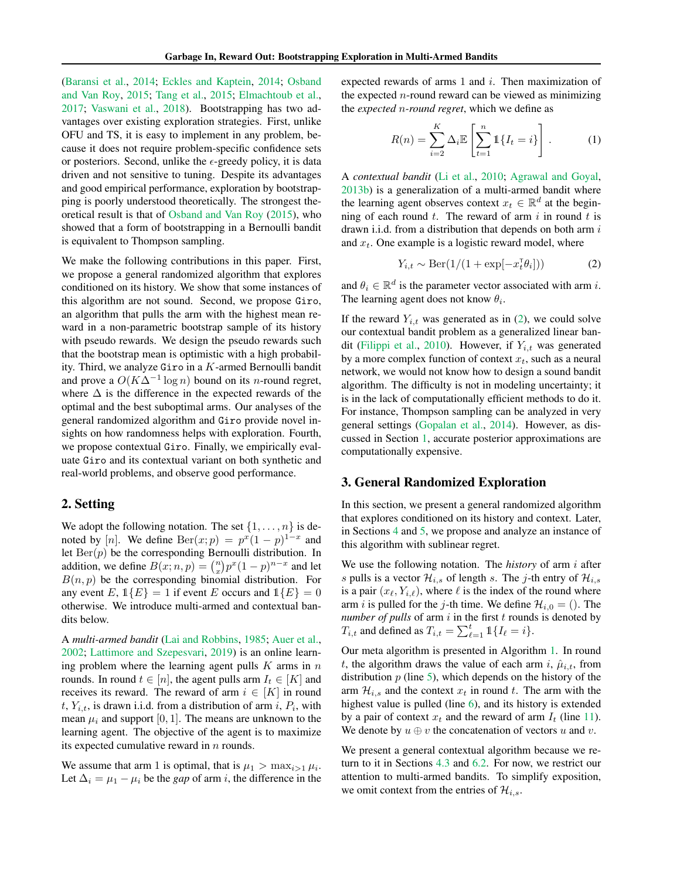(Baransi et al., 2014; Eckles and Kaptein, 2014; Osband and Van Roy, 2015; Tang et al., 2015; Elmachtoub et al., 2017; Vaswani et al., 2018). Bootstrapping has two advantages over existing exploration strategies. First, unlike OFU and TS, it is easy to implement in any problem, because it does not require problem-specific confidence sets or posteriors. Second, unlike the $\epsilon$-greedy policy, it is data driven and not sensitive to tuning. Despite its advantages and good empirical performance, exploration by bootstrapping is poorly understood theoretically. The strongest theoretical result is that of Osband and Van Roy (2015), who showed that a form of bootstrapping in a Bernoulli bandit is equivalent to Thompson sampling.

We make the following contributions in this paper. First, we propose a general randomized algorithm that explores conditioned on its history. We show that some instances of this algorithm are not sound. Second, we propose Giro, an algorithm that pulls the arm with the highest mean reward in a non-parametric bootstrap sample of its history with pseudo rewards. We design the pseudo rewards such that the bootstrap mean is optimistic with a high probability. Third, we analyze Giro in a $K$-armed Bernoulli bandit and prove a $O(K\Delta^{-1}\log n)$ bound on its $n$-round regret, where $\Delta$ is the difference in the expected rewards of the optimal and the best suboptimal arms. Our analyses of the general randomized algorithm and Giro provide novel insights on how randomness helps with exploration. Fourth, we propose contextual Giro. Finally, we empirically evaluate Giro and its contextual variant on both synthetic and real-world problems, and observe good performance.

## 2. Setting

We adopt the following notation. The set $\{1, \dots, n\}$ is denoted by $[n]$. We define $\text{Ber}(x; p) = p^x(1-p)^{1-x}$ and let $\text{Ber}(p)$ be the corresponding Bernoulli distribution. In addition, we define $B(x; n, p) = \binom{n}{x} p^x (1-p)^{n-x}$ and let $B(n, p)$ be the corresponding binomial distribution. For any event $E$, $\mathbb{1}\{E\} = 1$ if event $E$ occurs and $\mathbb{1}\{E\} = 0$ otherwise. We introduce multi-armed and contextual bandits below.

A *multi-armed bandit* (Lai and Robbins, 1985; Auer et al., 2002; Lattimore and Szepesvari, 2019) is an online learning problem where the learning agent pulls $K$ arms in $n$ rounds. In round $t \in [n]$, the agent pulls arm $I_t \in [K]$ and receives its reward. The reward of arm $i \in [K]$ in round $t$, $Y_{i,t}$, is drawn i.i.d. from a distribution of arm $i$, $P_i$, with mean $\mu_i$ and support $[0, 1]$. The means are unknown to the learning agent. The objective of the agent is to maximize its expected cumulative reward in $n$ rounds.

We assume that arm 1 is optimal, that is $\mu_1 > \max_{i>1} \mu_i$. Let $\Delta_i = \mu_1 - \mu_i$ be the *gap* of arm $i$, the difference in the expected rewards of arms 1 and $i$. Then maximization of the expected $n$-round reward can be viewed as minimizing the *expected $n$-round regret*, which we define as

$$R(n) = \sum_{i=2}^{K} \Delta_i \mathbb{E}\left[\sum_{t=1}^{n} \mathbb{1}\{I_t = i\}\right]. \tag{1}$$

A *contextual bandit* (Li et al., 2010; Agrawal and Goyal, 2013b) is a generalization of a multi-armed bandit where the learning agent observes context $x_t \in \mathbb{R}^d$ at the beginning of each round $t$. The reward of arm $i$ in round $t$ is drawn i.i.d. from a distribution that depends on both arm $i$ and $x_t$. One example is a logistic reward model, where

$$Y_{i,t} \sim \text{Ber}(1/(1 + \exp[-x_t^\intercal \theta_i])) \tag{2}$$

and $\theta_i \in \mathbb{R}^d$ is the parameter vector associated with arm $i$. The learning agent does not know $\theta_i$.

If the reward $Y_{i,t}$ was generated as in (2), we could solve our contextual bandit problem as a generalized linear bandit (Filippi et al., 2010). However, if $Y_{i,t}$ was generated by a more complex function of context $x_t$, such as a neural network, we would not know how to design a sound bandit algorithm. The difficulty is not in modeling uncertainty; it is in the lack of computationally efficient methods to do it. For instance, Thompson sampling can be analyzed in very general settings (Gopalan et al., 2014). However, as discussed in Section 1, accurate posterior approximations are computationally expensive.

## 3. General Randomized Exploration

In this section, we present a general randomized algorithm that explores conditioned on its history and context. Later, in Sections 4 and 5, we propose and analyze an instance of this algorithm with sublinear regret.

We use the following notation. The *history* of arm $i$ after $s$ pulls is a vector $\mathcal{H}_{i,s}$ of length $s$. The $j$-th entry of $\mathcal{H}_{i,s}$ is a pair $(x_\ell, Y_{i,\ell})$, where $\ell$ is the index of the round where arm $i$ is pulled for the $j$-th time. We define $\mathcal{H}_{i,0} = ()$. The *number of pulls* of arm $i$ in the first $t$ rounds is denoted by $T_{i,t}$ and defined as $T_{i,t} = \sum_{\ell=1}^{t} \mathbb{1}\{I_\ell = i\}$.

Our meta algorithm is presented in Algorithm 1. In round $t$, the algorithm draws the value of each arm $i$, $\hat{\mu}_{i,t}$, from distribution $p$ (line 5), which depends on the history of the arm $\mathcal{H}_{i,s}$ and the context $x_t$ in round $t$. The arm with the highest value is pulled (line 6), and its history is extended by a pair of context $x_t$ and the reward of arm $I_t$ (line 11). We denote by $u \oplus v$ the concatenation of vectors $u$ and $v$.

We present a general contextual algorithm because we return to it in Sections 4.3 and 6.2. For now, we restrict our attention to multi-armed bandits. To simplify exposition, we omit context from the entries of $\mathcal{H}_{i,s}$.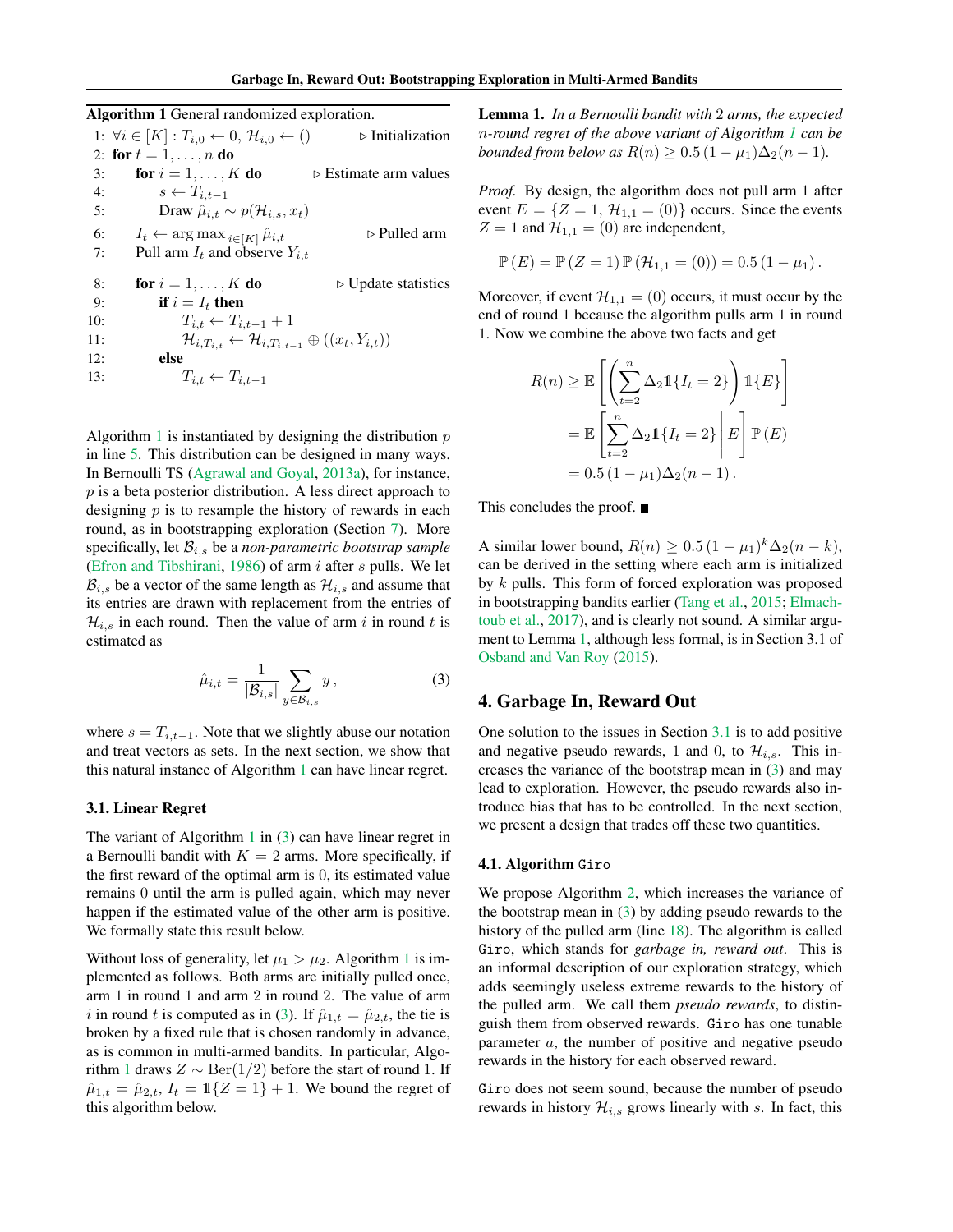**Algorithm 1** General randomized exploration.

```
1:  ∀i ∈ [K] : T_{i,0} ← 0, H_{i,0} ← ()                 ▷ Initialization
2:  for t = 1, . . . , n do
3:      for i = 1, . . . , K do                           ▷ Estimate arm values
4:          s ← T_{i,t−1}
5:          Draw μ̂_{i,t} ~ p(H_{i,s}, x_t)
6:      I_t ← arg max_{i∈[K]} μ̂_{i,t}                      ▷ Pulled arm
7:      Pull arm I_t and observe Y_{i,t}
8:      for i = 1, . . . , K do                           ▷ Update statistics
9:          if i = I_t then
10:             T_{i,t} ← T_{i,t−1} + 1
11:             H_{i,T_{i,t}} ← H_{i,T_{i,t−1}} ⊕ ((x_t, Y_{i,t}))
12:         else
13:             T_{i,t} ← T_{i,t−1}
```

Algorithm 1 is instantiated by designing the distribution $p$ in line 5. This distribution can be designed in many ways. In Bernoulli TS (Agrawal and Goyal, 2013a), for instance, $p$ is a beta posterior distribution. A less direct approach to designing $p$ is to resample the history of rewards in each round, as in bootstrapping exploration (Section 7). More specifically, let $\mathcal{B}_{i,s}$ be a *non-parametric bootstrap sample* (Efron and Tibshirani, 1986) of arm $i$ after $s$ pulls. We let $\mathcal{B}_{i,s}$ be a vector of the same length as $\mathcal{H}_{i,s}$ and assume that its entries are drawn with replacement from the entries of $\mathcal{H}_{i,s}$ in each round. Then the value of arm $i$ in round $t$ is estimated as

$$\hat{\mu}_{i,t} = \frac{1}{|\mathcal{B}_{i,s}|} \sum_{y \in \mathcal{B}_{i,s}} y\,, \tag{3}$$

where $s = T_{i,t-1}$. Note that we slightly abuse our notation and treat vectors as sets. In the next section, we show that this natural instance of Algorithm 1 can have linear regret.

### 3.1. Linear Regret

The variant of Algorithm 1 in (3) can have linear regret in a Bernoulli bandit with $K = 2$ arms. More specifically, if the first reward of the optimal arm is 0, its estimated value remains 0 until the arm is pulled again, which may never happen if the estimated value of the other arm is positive. We formally state this result below.

Without loss of generality, let $\mu_1 > \mu_2$. Algorithm 1 is implemented as follows. Both arms are initially pulled once, arm 1 in round 1 and arm 2 in round 2. The value of arm $i$ in round $t$ is computed as in (3). If $\hat{\mu}_{1,t} = \hat{\mu}_{2,t}$, the tie is broken by a fixed rule that is chosen randomly in advance, as is common in multi-armed bandits. In particular, Algorithm 1 draws $Z \sim \mathrm{Ber}(1/2)$ before the start of round 1. If $\hat{\mu}_{1,t} = \hat{\mu}_{2,t}$, $I_t = \mathbb{1}\{Z = 1\} + 1$. We bound the regret of this algorithm below.

**Lemma 1.** *In a Bernoulli bandit with 2 arms, the expected $n$-round regret of the above variant of Algorithm 1 can be bounded from below as $R(n) \geq 0.5\,(1 - \mu_1)\Delta_2(n-1)$.*

*Proof.* By design, the algorithm does not pull arm 1 after event $E = \{Z = 1,\ \mathcal{H}_{1,1} = (0)\}$ occurs. Since the events $Z = 1$ and $\mathcal{H}_{1,1} = (0)$ are independent,

$$\mathbb{P}(E) = \mathbb{P}(Z = 1)\,\mathbb{P}(\mathcal{H}_{1,1} = (0)) = 0.5\,(1 - \mu_1)\,.$$

Moreover, if event $\mathcal{H}_{1,1} = (0)$ occurs, it must occur by the end of round 1 because the algorithm pulls arm 1 in round 1. Now we combine the above two facts and get

$$\begin{aligned}
R(n) &\geq \mathbb{E}\left[\left(\sum_{t=2}^{n} \Delta_2 \mathbb{1}\{I_t = 2\}\right) \mathbb{1}\{E\}\right] \\
&= \mathbb{E}\left[\sum_{t=2}^{n} \Delta_2 \mathbb{1}\{I_t = 2\} \,\middle|\, E\right] \mathbb{P}(E) \\
&= 0.5\,(1 - \mu_1)\Delta_2(n-1)\,.
\end{aligned}$$

This concludes the proof. ■

A similar lower bound, $R(n) \geq 0.5\,(1 - \mu_1)^k \Delta_2(n-k)$, can be derived in the setting where each arm is initialized by $k$ pulls. This form of forced exploration was proposed in bootstrapping bandits earlier (Tang et al., 2015; Elmachtoub et al., 2017), and is clearly not sound. A similar argument to Lemma 1, although less formal, is in Section 3.1 of Osband and Van Roy (2015).

## 4. Garbage In, Reward Out

One solution to the issues in Section 3.1 is to add positive and negative pseudo rewards, 1 and 0, to $\mathcal{H}_{i,s}$. This increases the variance of the bootstrap mean in (3) and may lead to exploration. However, the pseudo rewards also introduce bias that has to be controlled. In the next section, we present a design that trades off these two quantities.

### 4.1. Algorithm Giro

We propose Algorithm 2, which increases the variance of the bootstrap mean in (3) by adding pseudo rewards to the history of the pulled arm (line 18). The algorithm is called Giro, which stands for *garbage in, reward out*. This is an informal description of our exploration strategy, which adds seemingly useless extreme rewards to the history of the pulled arm. We call them *pseudo rewards*, to distinguish them from observed rewards. Giro has one tunable parameter $a$, the number of positive and negative pseudo rewards in the history for each observed reward.

Giro does not seem sound, because the number of pseudo rewards in history $\mathcal{H}_{i,s}$ grows linearly with $s$. In fact, this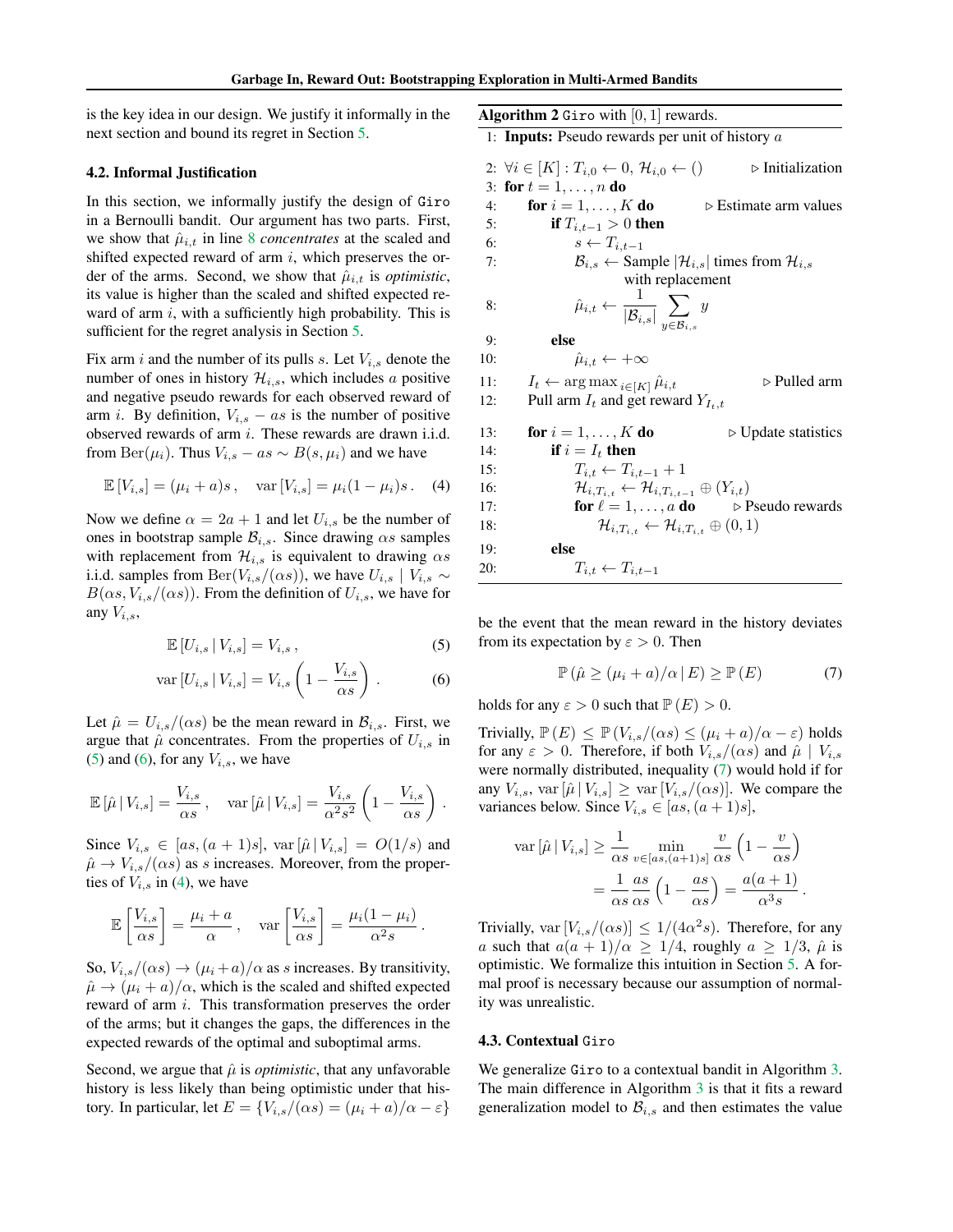is the key idea in our design. We justify it informally in the next section and bound its regret in Section 5.

### 4.2. Informal Justification

In this section, we informally justify the design of Giro in a Bernoulli bandit. Our argument has two parts. First, we show that $\hat{\mu}_{i,t}$ in line 8 *concentrates* at the scaled and shifted expected reward of arm $i$, which preserves the order of the arms. Second, we show that $\hat{\mu}_{i,t}$ is *optimistic*, its value is higher than the scaled and shifted expected reward of arm $i$, with a sufficiently high probability. This is sufficient for the regret analysis in Section 5.

Fix arm $i$ and the number of its pulls $s$. Let $V_{i,s}$ denote the number of ones in history $\mathcal{H}_{i,s}$, which includes $a$ positive and negative pseudo rewards for each observed reward of arm $i$. By definition, $V_{i,s} - as$ is the number of positive observed rewards of arm $i$. These rewards are drawn i.i.d. from $\mathrm{Ber}(\mu_i)$. Thus $V_{i,s} - as \sim B(s, \mu_i)$ and we have

$$\mathbb{E}[V_{i,s}] = (\mu_i + a)s\,, \quad \mathrm{var}[V_{i,s}] = \mu_i(1 - \mu_i)s\,. \quad (4)$$

Now we define $\alpha = 2a + 1$ and let $U_{i,s}$ be the number of ones in bootstrap sample $\mathcal{B}_{i,s}$. Since drawing $\alpha s$ samples with replacement from $\mathcal{H}_{i,s}$ is equivalent to drawing $\alpha s$ i.i.d. samples from $\mathrm{Ber}(V_{i,s}/(\alpha s))$, we have $U_{i,s} \mid V_{i,s} \sim B(\alpha s, V_{i,s}/(\alpha s))$. From the definition of $U_{i,s}$, we have for any $V_{i,s}$,

$$\mathbb{E}[U_{i,s} \mid V_{i,s}] = V_{i,s}\,, \quad (5)$$

$$\mathrm{var}[U_{i,s} \mid V_{i,s}] = V_{i,s}\left(1 - \frac{V_{i,s}}{\alpha s}\right)\,. \quad (6)$$

Let $\hat{\mu} = U_{i,s}/(\alpha s)$ be the mean reward in $\mathcal{B}_{i,s}$. First, we argue that $\hat{\mu}$ concentrates. From the properties of $U_{i,s}$ in (5) and (6), for any $V_{i,s}$, we have

$$\mathbb{E}[\hat{\mu} \mid V_{i,s}] = \frac{V_{i,s}}{\alpha s}\,, \quad \mathrm{var}[\hat{\mu} \mid V_{i,s}] = \frac{V_{i,s}}{\alpha^2 s^2}\left(1 - \frac{V_{i,s}}{\alpha s}\right)\,.$$

Since $V_{i,s} \in [as, (a+1)s]$, $\mathrm{var}[\hat{\mu} \mid V_{i,s}] = O(1/s)$ and $\hat{\mu} \to V_{i,s}/(\alpha s)$ as $s$ increases. Moreover, from the properties of $V_{i,s}$ in (4), we have

$$\mathbb{E}\left[\frac{V_{i,s}}{\alpha s}\right] = \frac{\mu_i + a}{\alpha}\,, \quad \mathrm{var}\left[\frac{V_{i,s}}{\alpha s}\right] = \frac{\mu_i(1 - \mu_i)}{\alpha^2 s}\,.$$

So, $V_{i,s}/(\alpha s) \to (\mu_i + a)/\alpha$ as $s$ increases. By transitivity, $\hat{\mu} \to (\mu_i + a)/\alpha$, which is the scaled and shifted expected reward of arm $i$. This transformation preserves the order of the arms; but it changes the gaps, the differences in the expected rewards of the optimal and suboptimal arms.

Second, we argue that $\hat{\mu}$ is *optimistic*, that any unfavorable history is less likely than being optimistic under that history. In particular, let $E = \{V_{i,s}/(\alpha s) = (\mu_i + a)/\alpha - \varepsilon\}$ be the event that the mean reward in the history deviates from its expectation by $\varepsilon > 0$. Then

$$\mathbb{P}(\hat{\mu} \geq (\mu_i + a)/\alpha \mid E) \geq \mathbb{P}(E) \quad (7)$$

holds for any $\varepsilon > 0$ such that $\mathbb{P}(E) > 0$.

Trivially, $\mathbb{P}(E) \leq \mathbb{P}(V_{i,s}/(\alpha s) \leq (\mu_i + a)/\alpha - \varepsilon)$ holds for any $\varepsilon > 0$. Therefore, if both $V_{i,s}/(\alpha s)$ and $\hat{\mu} \mid V_{i,s}$ were normally distributed, inequality (7) would hold if for any $V_{i,s}$, $\mathrm{var}[\hat{\mu} \mid V_{i,s}] \geq \mathrm{var}[V_{i,s}/(\alpha s)]$. We compare the variances below. Since $V_{i,s} \in [as, (a+1)s]$,

$$\begin{aligned}
\mathrm{var}[\hat{\mu} \mid V_{i,s}] &\geq \frac{1}{\alpha s} \min_{v \in [as, (a+1)s]} \frac{v}{\alpha s}\left(1 - \frac{v}{\alpha s}\right) \\
&= \frac{1}{\alpha s} \frac{as}{\alpha s}\left(1 - \frac{as}{\alpha s}\right) = \frac{a(a+1)}{\alpha^3 s}\,.
\end{aligned}$$

Trivially, $\mathrm{var}[V_{i,s}/(\alpha s)] \leq 1/(4\alpha^2 s)$. Therefore, for any $a$ such that $a(a+1)/\alpha \geq 1/4$, roughly $a \geq 1/3$, $\hat{\mu}$ is optimistic. We formalize this intuition in Section 5. A formal proof is necessary because our assumption of normality was unrealistic.

**Algorithm 2** Giro with $[0, 1]$ rewards.

```
1: Inputs: Pseudo rewards per unit of history a

2: ∀i ∈ [K] : T_{i,0} ← 0, H_{i,0} ← ()            ▷ Initialization
3: for t = 1, ..., n do
4:   for i = 1, ..., K do                           ▷ Estimate arm values
5:     if T_{i,t-1} > 0 then
6:       s ← T_{i,t-1}
7:       B_{i,s} ← Sample |H_{i,s}| times from H_{i,s}
             with replacement
8:       μ̂_{i,t} ← (1 / |B_{i,s}|) Σ_{y ∈ B_{i,s}} y
9:     else
10:      μ̂_{i,t} ← +∞
11:  I_t ← argmax_{i ∈ [K]} μ̂_{i,t}                 ▷ Pulled arm
12:  Pull arm I_t and get reward Y_{I_t,t}

13:  for i = 1, ..., K do                           ▷ Update statistics
14:    if i = I_t then
15:      T_{i,t} ← T_{i,t-1} + 1
16:      H_{i,T_{i,t}} ← H_{i,T_{i,t-1}} ⊕ (Y_{i,t})
17:      for ℓ = 1, ..., a do                       ▷ Pseudo rewards
18:        H_{i,T_{i,t}} ← H_{i,T_{i,t}} ⊕ (0, 1)
19:    else
20:      T_{i,t} ← T_{i,t-1}
```

### 4.3. Contextual Giro

We generalize Giro to a contextual bandit in Algorithm 3. The main difference in Algorithm 3 is that it fits a reward generalization model to $\mathcal{B}_{i,s}$ and then estimates the value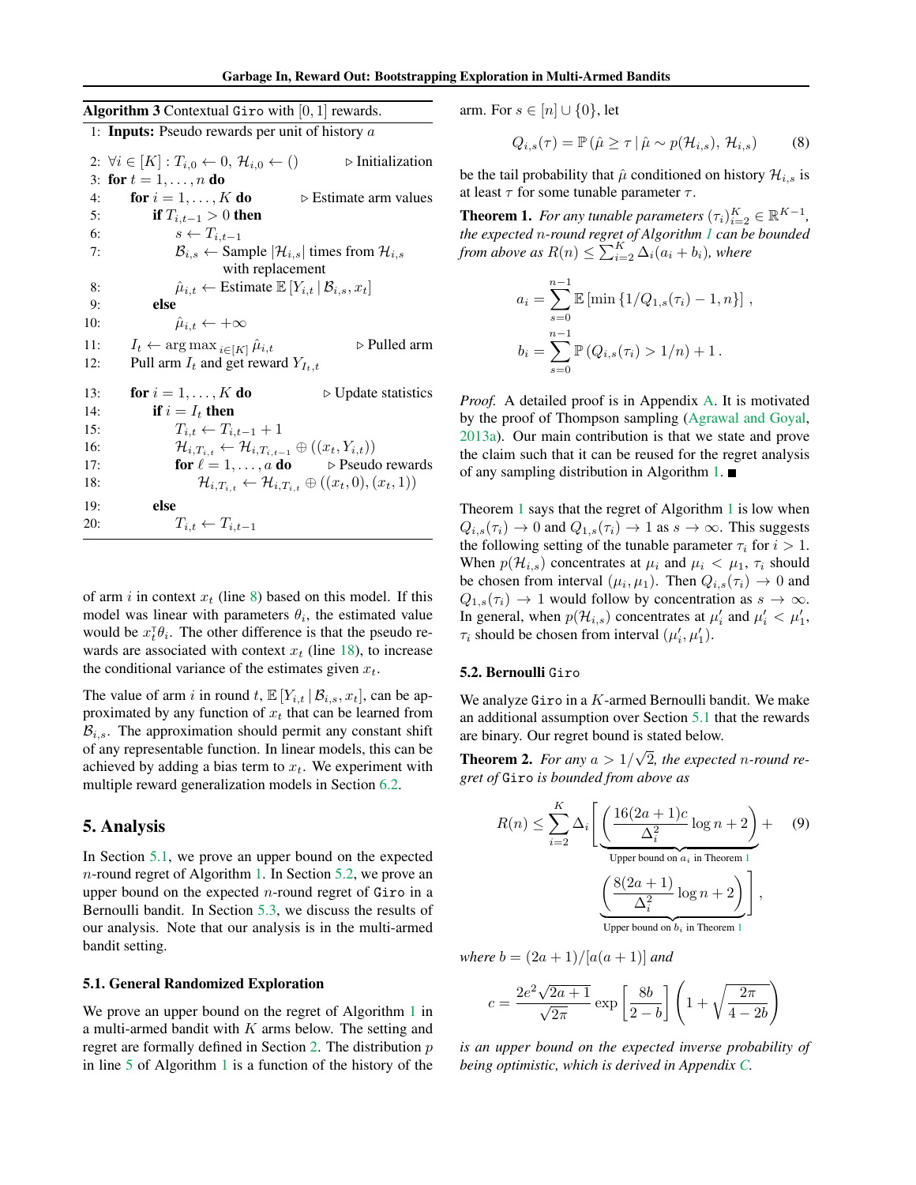**Algorithm 3** Contextual Giro with $[0, 1]$ rewards.

```
1: Inputs: Pseudo rewards per unit of history a
2: ∀i ∈ [K] : T_{i,0} ← 0, H_{i,0} ← ()            ▷ Initialization
3: for t = 1, ..., n do
4:   for i = 1, ..., K do                           ▷ Estimate arm values
5:     if T_{i,t-1} > 0 then
6:       s ← T_{i,t-1}
7:       B_{i,s} ← Sample |H_{i,s}| times from H_{i,s}
                  with replacement
8:       μ̂_{i,t} ← Estimate E[Y_{i,t} | B_{i,s}, x_t]
9:     else
10:      μ̂_{i,t} ← +∞
11:  I_t ← argmax_{i∈[K]} μ̂_{i,t}                   ▷ Pulled arm
12:  Pull arm I_t and get reward Y_{I_t,t}
13:  for i = 1, ..., K do                           ▷ Update statistics
14:    if i = I_t then
15:      T_{i,t} ← T_{i,t-1} + 1
16:      H_{i,T_{i,t}} ← H_{i,T_{i,t-1}} ⊕ ((x_t, Y_{i,t}))
17:      for ℓ = 1, ..., a do                       ▷ Pseudo rewards
18:        H_{i,T_{i,t}} ← H_{i,T_{i,t}} ⊕ ((x_t, 0), (x_t, 1))
19:    else
20:      T_{i,t} ← T_{i,t-1}
```

of arm $i$ in context $x_t$ (line 8) based on this model. If this model was linear with parameters $\theta_i$, the estimated value would be $x_t^\intercal \theta_i$. The other difference is that the pseudo rewards are associated with context $x_t$ (line 18), to increase the conditional variance of the estimates given $x_t$.

The value of arm $i$ in round $t$, $\mathbb{E}[Y_{i,t} \mid \mathcal{B}_{i,s}, x_t]$, can be approximated by any function of $x_t$ that can be learned from $\mathcal{B}_{i,s}$. The approximation should permit any constant shift of any representable function. In linear models, this can be achieved by adding a bias term to $x_t$. We experiment with multiple reward generalization models in Section 6.2.

## 5. Analysis

In Section 5.1, we prove an upper bound on the expected $n$-round regret of Algorithm 1. In Section 5.2, we prove an upper bound on the expected $n$-round regret of Giro in a Bernoulli bandit. In Section 5.3, we discuss the results of our analysis. Note that our analysis is in the multi-armed bandit setting.

### 5.1. General Randomized Exploration

We prove an upper bound on the regret of Algorithm 1 in a multi-armed bandit with $K$ arms below. The setting and regret are formally defined in Section 2. The distribution $p$ in line 5 of Algorithm 1 is a function of the history of the arm. For $s \in [n] \cup \{0\}$, let

$$Q_{i,s}(\tau) = \mathbb{P}\left(\hat{\mu} \geq \tau \,|\, \hat{\mu} \sim p(\mathcal{H}_{i,s}),\, \mathcal{H}_{i,s}\right) \tag{8}$$

be the tail probability that $\hat{\mu}$ conditioned on history $\mathcal{H}_{i,s}$ is at least $\tau$ for some tunable parameter $\tau$.

**Theorem 1.** *For any tunable parameters $(\tau_i)_{i=2}^K \in \mathbb{R}^{K-1}$, the expected $n$-round regret of Algorithm 1 can be bounded from above as $R(n) \leq \sum_{i=2}^K \Delta_i(a_i + b_i)$, where*

$$a_i = \sum_{s=0}^{n-1} \mathbb{E}\left[\min\left\{1/Q_{1,s}(\tau_i) - 1, n\right\}\right],$$
$$b_i = \sum_{s=0}^{n-1} \mathbb{P}\left(Q_{i,s}(\tau_i) > 1/n\right) + 1.$$

*Proof.* A detailed proof is in Appendix A. It is motivated by the proof of Thompson sampling (Agrawal and Goyal, 2013a). Our main contribution is that we state and prove the claim such that it can be reused for the regret analysis of any sampling distribution in Algorithm 1. ■

Theorem 1 says that the regret of Algorithm 1 is low when $Q_{i,s}(\tau_i) \to 0$ and $Q_{1,s}(\tau_i) \to 1$ as $s \to \infty$. This suggests the following setting of the tunable parameter $\tau_i$ for $i > 1$. When $p(\mathcal{H}_{i,s})$ concentrates at $\mu_i$ and $\mu_i < \mu_1$, $\tau_i$ should be chosen from interval $(\mu_i, \mu_1)$. Then $Q_{i,s}(\tau_i) \to 0$ and $Q_{1,s}(\tau_i) \to 1$ would follow by concentration as $s \to \infty$. In general, when $p(\mathcal{H}_{i,s})$ concentrates at $\mu'_i$ and $\mu'_i < \mu'_1$, $\tau_i$ should be chosen from interval $(\mu'_i, \mu'_1)$.

### 5.2. Bernoulli Giro

We analyze Giro in a $K$-armed Bernoulli bandit. We make an additional assumption over Section 5.1 that the rewards are binary. Our regret bound is stated below.

**Theorem 2.** *For any $a > 1/\sqrt{2}$, the expected $n$-round regret of Giro is bounded from above as*

$$R(n) \leq \sum_{i=2}^K \Delta_i \Bigg[\underbrace{\left(\frac{16(2a+1)c}{\Delta_i^2}\log n + 2\right)}_{\text{Upper bound on } a_i \text{ in Theorem 1}} + \underbrace{\left(\frac{8(2a+1)}{\Delta_i^2}\log n + 2\right)}_{\text{Upper bound on } b_i \text{ in Theorem 1}}\Bigg], \tag{9}$$

*where $b = (2a+1)/[a(a+1)]$ and*

$$c = \frac{2e^2\sqrt{2a+1}}{\sqrt{2\pi}}\exp\left[\frac{8b}{2-b}\right]\left(1 + \sqrt{\frac{2\pi}{4-2b}}\right)$$

*is an upper bound on the expected inverse probability of being optimistic, which is derived in Appendix C.*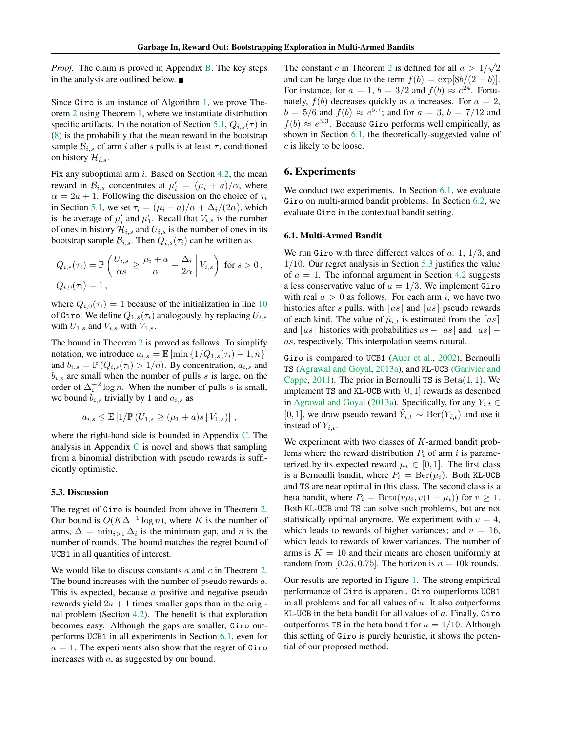*Proof.* The claim is proved in Appendix B. The key steps in the analysis are outlined below. ■

Since Giro is an instance of Algorithm 1, we prove Theorem 2 using Theorem 1, where we instantiate distribution specific artifacts. In the notation of Section 5.1, $Q_{i,s}(\tau)$ in (8) is the probability that the mean reward in the bootstrap sample $\mathcal{B}_{i,s}$ of arm $i$ after $s$ pulls is at least $\tau$, conditioned on history $\mathcal{H}_{i,s}$.

Fix any suboptimal arm $i$. Based on Section 4.2, the mean reward in $\mathcal{B}_{i,s}$ concentrates at $\mu_i' = (\mu_i + a)/\alpha$, where $\alpha = 2a + 1$. Following the discussion on the choice of $\tau_i$ in Section 5.1, we set $\tau_i = (\mu_i + a)/\alpha + \Delta_i/(2\alpha)$, which is the average of $\mu_i'$ and $\mu_1'$. Recall that $V_{i,s}$ is the number of ones in history $\mathcal{H}_{i,s}$ and $U_{i,s}$ is the number of ones in its bootstrap sample $\mathcal{B}_{i,s}$. Then $Q_{i,s}(\tau_i)$ can be written as

$$Q_{i,s}(\tau_i) = \mathbb{P}\left(\frac{U_{i,s}}{\alpha s} \geq \frac{\mu_i + a}{\alpha} + \frac{\Delta_i}{2\alpha} \,\middle|\, V_{i,s}\right) \text{ for } s > 0\,,$$

$$Q_{i,0}(\tau_i) = 1\,,$$

where $Q_{i,0}(\tau_i) = 1$ because of the initialization in line 10 of Giro. We define $Q_{1,s}(\tau_i)$ analogously, by replacing $U_{i,s}$ with $U_{1,s}$ and $V_{i,s}$ with $V_{1,s}$.

The bound in Theorem 2 is proved as follows. To simplify notation, we introduce $a_{i,s} = \mathbb{E}\left[\min\left\{1/Q_{1,s}(\tau_i) - 1, n\right\}\right]$ and $b_{i,s} = \mathbb{P}\left(Q_{i,s}(\tau_i) > 1/n\right)$. By concentration, $a_{i,s}$ and $b_{i,s}$ are small when the number of pulls $s$ is large, on the order of $\Delta_i^{-2} \log n$. When the number of pulls $s$ is small, we bound $b_{i,s}$ trivially by 1 and $a_{i,s}$ as

$$a_{i,s} \leq \mathbb{E}\left[1/\mathbb{P}\left(U_{1,s} \geq (\mu_1 + a)s \,|\, V_{1,s}\right)\right]\,,$$

where the right-hand side is bounded in Appendix C. The analysis in Appendix C is novel and shows that sampling from a binomial distribution with pseudo rewards is sufficiently optimistic.

### 5.3. Discussion

The regret of Giro is bounded from above in Theorem 2. Our bound is $O(K\Delta^{-1} \log n)$, where $K$ is the number of arms, $\Delta = \min_{i>1} \Delta_i$ is the minimum gap, and $n$ is the number of rounds. The bound matches the regret bound of UCB1 in all quantities of interest.

We would like to discuss constants $a$ and $c$ in Theorem 2. The bound increases with the number of pseudo rewards $a$. This is expected, because $a$ positive and negative pseudo rewards yield $2a + 1$ times smaller gaps than in the original problem (Section 4.2). The benefit is that exploration becomes easy. Although the gaps are smaller, Giro outperforms UCB1 in all experiments in Section 6.1, even for $a = 1$. The experiments also show that the regret of Giro increases with $a$, as suggested by our bound.

The constant $c$ in Theorem 2 is defined for all $a > 1/\sqrt{2}$ and can be large due to the term $f(b) = \exp[8b/(2 - b)]$. For instance, for $a = 1$, $b = 3/2$ and $f(b) \approx e^{24}$. Fortunately, $f(b)$ decreases quickly as $a$ increases. For $a = 2$, $b = 5/6$ and $f(b) \approx e^{5.7}$; and for $a = 3$, $b = 7/12$ and $f(b) \approx e^{3.3}$. Because Giro performs well empirically, as shown in Section 6.1, the theoretically-suggested value of $c$ is likely to be loose.

## 6. Experiments

We conduct two experiments. In Section 6.1, we evaluate Giro on multi-armed bandit problems. In Section 6.2, we evaluate Giro in the contextual bandit setting.

### 6.1. Multi-Armed Bandit

We run Giro with three different values of $a$: 1, 1/3, and 1/10. Our regret analysis in Section 5.3 justifies the value of $a = 1$. The informal argument in Section 4.2 suggests a less conservative value of $a = 1/3$. We implement Giro with real $a > 0$ as follows. For each arm $i$, we have two histories after $s$ pulls, with $\lfloor as \rfloor$ and $\lceil as \rceil$ pseudo rewards of each kind. The value of $\hat{\mu}_{i,t}$ is estimated from the $\lceil as \rceil$ and $\lfloor as \rfloor$ histories with probabilities $as - \lfloor as \rfloor$ and $\lceil as \rceil - as$, respectively. This interpolation seems natural.

Giro is compared to UCB1 (Auer et al., 2002), Bernoulli TS (Agrawal and Goyal, 2013a), and KL-UCB (Garivier and Cappe, 2011). The prior in Bernoulli TS is $\mathrm{Beta}(1, 1)$. We implement TS and KL-UCB with $[0, 1]$ rewards as described in Agrawal and Goyal (2013a). Specifically, for any $Y_{i,t} \in [0, 1]$, we draw pseudo reward $\hat{Y}_{i,t} \sim \mathrm{Ber}(Y_{i,t})$ and use it instead of $Y_{i,t}$.

We experiment with two classes of $K$-armed bandit problems where the reward distribution $P_i$ of arm $i$ is parameterized by its expected reward $\mu_i \in [0, 1]$. The first class is a Bernoulli bandit, where $P_i = \mathrm{Ber}(\mu_i)$. Both KL-UCB and TS are near optimal in this class. The second class is a beta bandit, where $P_i = \mathrm{Beta}(v\mu_i, v(1 - \mu_i))$ for $v \geq 1$. Both KL-UCB and TS can solve such problems, but are not statistically optimal anymore. We experiment with $v = 4$, which leads to rewards of higher variances; and $v = 16$, which leads to rewards of lower variances. The number of arms is $K = 10$ and their means are chosen uniformly at random from $[0.25, 0.75]$. The horizon is $n = 10$k rounds.

Our results are reported in Figure 1. The strong empirical performance of Giro is apparent. Giro outperforms UCB1 in all problems and for all values of $a$. It also outperforms KL-UCB in the beta bandit for all values of $a$. Finally, Giro outperforms TS in the beta bandit for $a = 1/10$. Although this setting of Giro is purely heuristic, it shows the potential of our proposed method.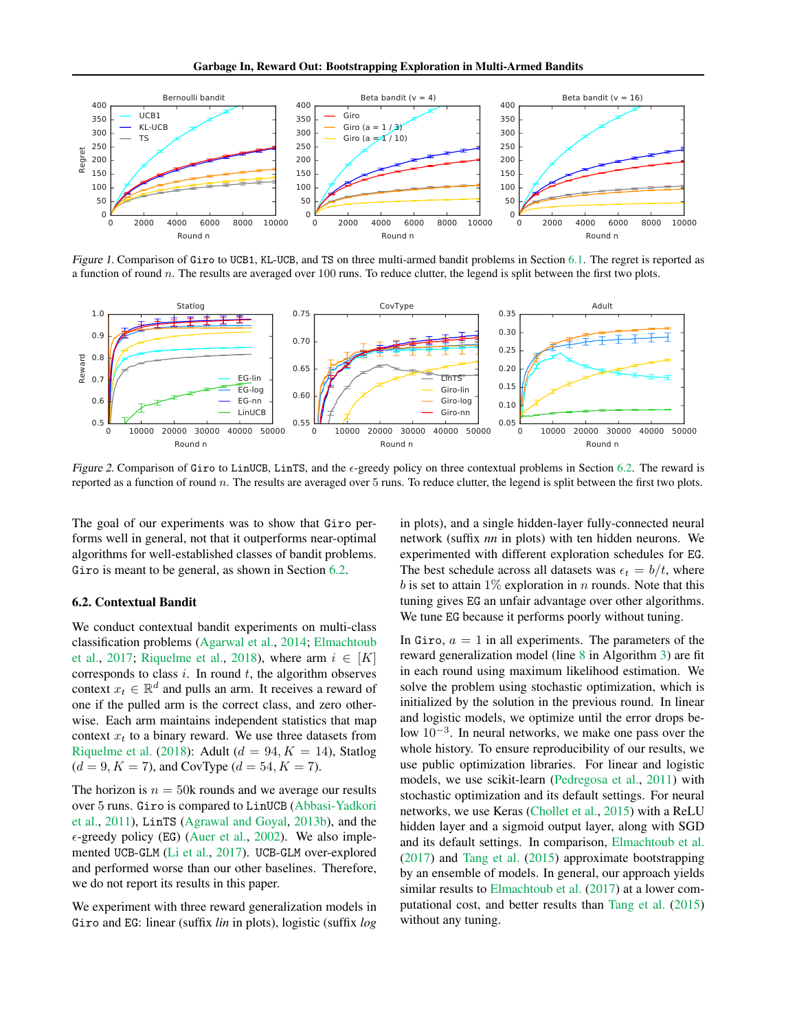*Figure 1.* Comparison of Giro to UCB1, KL-UCB, and TS on three multi-armed bandit problems in Section 6.1. The regret is reported as a function of round $n$. The results are averaged over 100 runs. To reduce clutter, the legend is split between the first two plots.

*Figure 2.* Comparison of Giro to LinUCB, LinTS, and the $\epsilon$-greedy policy on three contextual problems in Section 6.2. The reward is reported as a function of round $n$. The results are averaged over 5 runs. To reduce clutter, the legend is split between the first two plots.

The goal of our experiments was to show that Giro performs well in general, not that it outperforms near-optimal algorithms for well-established classes of bandit problems. Giro is meant to be general, as shown in Section 6.2.

### 6.2. Contextual Bandit

We conduct contextual bandit experiments on multi-class classification problems (Agarwal et al., 2014; Elmachtoub et al., 2017; Riquelme et al., 2018), where arm $i \in [K]$ corresponds to class $i$. In round $t$, the algorithm observes context $x_t \in \mathbb{R}^d$ and pulls an arm. It receives a reward of one if the pulled arm is the correct class, and zero otherwise. Each arm maintains independent statistics that map context $x_t$ to a binary reward. We use three datasets from Riquelme et al. (2018): Adult ($d = 94, K = 14$), Statlog ($d = 9, K = 7$), and CovType ($d = 54, K = 7$).

The horizon is $n = 50$k rounds and we average our results over 5 runs. Giro is compared to LinUCB (Abbasi-Yadkori et al., 2011), LinTS (Agrawal and Goyal, 2013b), and the $\epsilon$-greedy policy (EG) (Auer et al., 2002). We also implemented UCB-GLM (Li et al., 2017). UCB-GLM over-explored and performed worse than our other baselines. Therefore, we do not report its results in this paper.

We experiment with three reward generalization models in Giro and EG: linear (suffix *lin* in plots), logistic (suffix *log* in plots), and a single hidden-layer fully-connected neural network (suffix *nn* in plots) with ten hidden neurons. We experimented with different exploration schedules for EG. The best schedule across all datasets was $\epsilon_t = b/t$, where $b$ is set to attain 1% exploration in $n$ rounds. Note that this tuning gives EG an unfair advantage over other algorithms. We tune EG because it performs poorly without tuning.

In Giro, $a = 1$ in all experiments. The parameters of the reward generalization model (line 8 in Algorithm 3) are fit in each round using maximum likelihood estimation. We solve the problem using stochastic optimization, which is initialized by the solution in the previous round. In linear and logistic models, we optimize until the error drops below $10^{-3}$. In neural networks, we make one pass over the whole history. To ensure reproducibility of our results, we use public optimization libraries. For linear and logistic models, we use scikit-learn (Pedregosa et al., 2011) with stochastic optimization and its default settings. For neural networks, we use Keras (Chollet et al., 2015) with a ReLU hidden layer and a sigmoid output layer, along with SGD and its default settings. In comparison, Elmachtoub et al. (2017) and Tang et al. (2015) approximate bootstrapping by an ensemble of models. In general, our approach yields similar results to Elmachtoub et al. (2017) at a lower computational cost, and better results than Tang et al. (2015) without any tuning.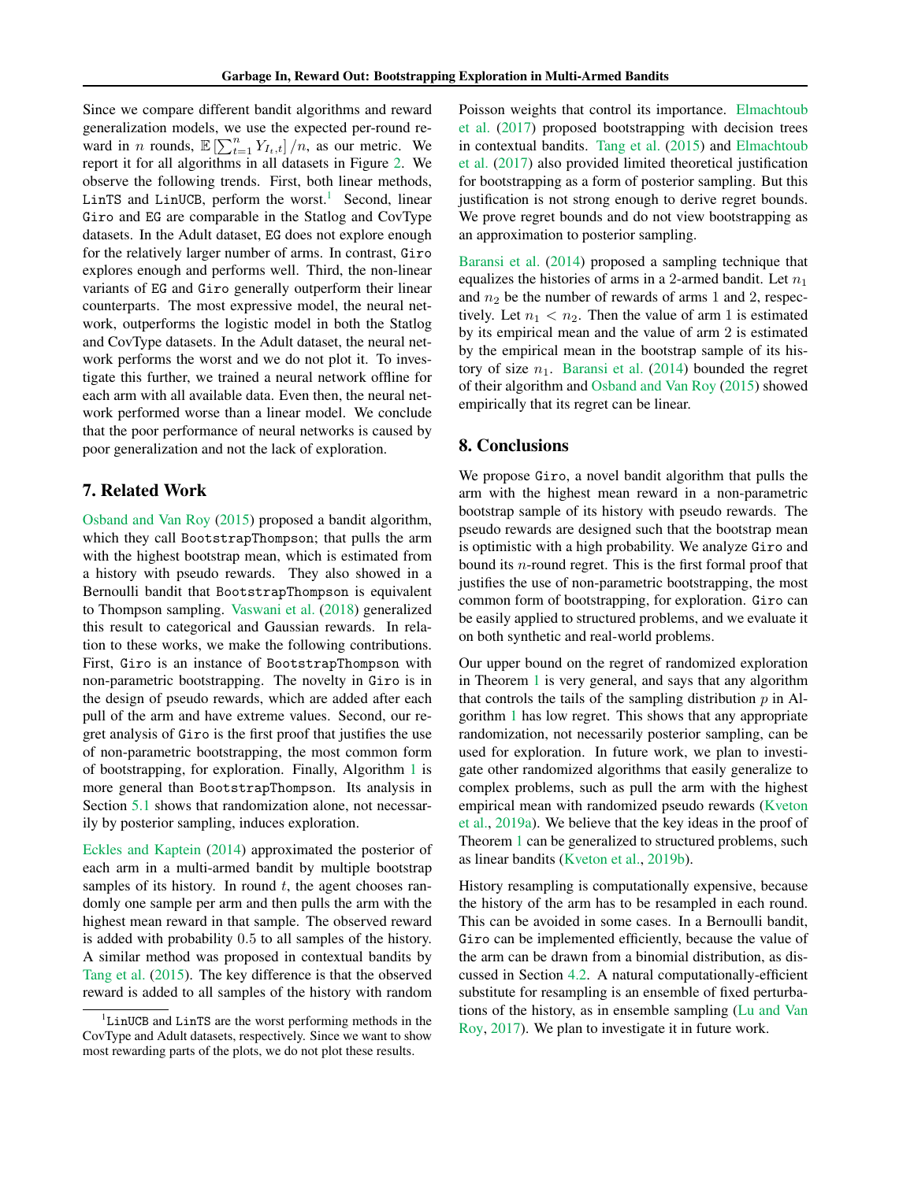Since we compare different bandit algorithms and reward generalization models, we use the expected per-round reward in $n$ rounds, $\mathbb{E}\left[\sum_{t=1}^{n} Y_{I_t,t}\right]/n$, as our metric. We report it for all algorithms in all datasets in Figure 2. We observe the following trends. First, both linear methods, LinTS and LinUCB, perform the worst.[1] Second, linear Giro and EG are comparable in the Statlog and CovType datasets. In the Adult dataset, EG does not explore enough for the relatively larger number of arms. In contrast, Giro explores enough and performs well. Third, the non-linear variants of EG and Giro generally outperform their linear counterparts. The most expressive model, the neural network, outperforms the logistic model in both the Statlog and CovType datasets. In the Adult dataset, the neural network performs the worst and we do not plot it. To investigate this further, we trained a neural network offline for each arm with all available data. Even then, the neural network performed worse than a linear model. We conclude that the poor performance of neural networks is caused by poor generalization and not the lack of exploration.

## 7. Related Work

Osband and Van Roy (2015) proposed a bandit algorithm, which they call BootstrapThompson; that pulls the arm with the highest bootstrap mean, which is estimated from a history with pseudo rewards. They also showed in a Bernoulli bandit that BootstrapThompson is equivalent to Thompson sampling. Vaswani et al. (2018) generalized this result to categorical and Gaussian rewards. In relation to these works, we make the following contributions. First, Giro is an instance of BootstrapThompson with non-parametric bootstrapping. The novelty in Giro is in the design of pseudo rewards, which are added after each pull of the arm and have extreme values. Second, our regret analysis of Giro is the first proof that justifies the use of non-parametric bootstrapping, the most common form of bootstrapping, for exploration. Finally, Algorithm 1 is more general than BootstrapThompson. Its analysis in Section 5.1 shows that randomization alone, not necessarily by posterior sampling, induces exploration.

Eckles and Kaptein (2014) approximated the posterior of each arm in a multi-armed bandit by multiple bootstrap samples of its history. In round $t$, the agent chooses randomly one sample per arm and then pulls the arm with the highest mean reward in that sample. The observed reward is added with probability $0.5$ to all samples of the history. A similar method was proposed in contextual bandits by Tang et al. (2015). The key difference is that the observed reward is added to all samples of the history with random Poisson weights that control its importance. Elmachtoub et al. (2017) proposed bootstrapping with decision trees in contextual bandits. Tang et al. (2015) and Elmachtoub et al. (2017) also provided limited theoretical justification for bootstrapping as a form of posterior sampling. But this justification is not strong enough to derive regret bounds. We prove regret bounds and do not view bootstrapping as an approximation to posterior sampling.

Baransi et al. (2014) proposed a sampling technique that equalizes the histories of arms in a 2-armed bandit. Let $n_1$ and $n_2$ be the number of rewards of arms 1 and 2, respectively. Let $n_1 < n_2$. Then the value of arm 1 is estimated by its empirical mean and the value of arm 2 is estimated by the empirical mean in the bootstrap sample of its history of size $n_1$. Baransi et al. (2014) bounded the regret of their algorithm and Osband and Van Roy (2015) showed empirically that its regret can be linear.

## 8. Conclusions

We propose Giro, a novel bandit algorithm that pulls the arm with the highest mean reward in a non-parametric bootstrap sample of its history with pseudo rewards. The pseudo rewards are designed such that the bootstrap mean is optimistic with a high probability. We analyze Giro and bound its $n$-round regret. This is the first formal proof that justifies the use of non-parametric bootstrapping, the most common form of bootstrapping, for exploration. Giro can be easily applied to structured problems, and we evaluate it on both synthetic and real-world problems.

Our upper bound on the regret of randomized exploration in Theorem 1 is very general, and says that any algorithm that controls the tails of the sampling distribution $p$ in Algorithm 1 has low regret. This shows that any appropriate randomization, not necessarily posterior sampling, can be used for exploration. In future work, we plan to investigate other randomized algorithms that easily generalize to complex problems, such as pull the arm with the highest empirical mean with randomized pseudo rewards (Kveton et al., 2019a). We believe that the key ideas in the proof of Theorem 1 can be generalized to structured problems, such as linear bandits (Kveton et al., 2019b).

History resampling is computationally expensive, because the history of the arm has to be resampled in each round. This can be avoided in some cases. In a Bernoulli bandit, Giro can be implemented efficiently, because the value of the arm can be drawn from a binomial distribution, as discussed in Section 4.2. A natural computationally-efficient substitute for resampling is an ensemble of fixed perturbations of the history, as in ensemble sampling (Lu and Van Roy, 2017). We plan to investigate it in future work.

[1] LinUCB and LinTS are the worst performing methods in the CovType and Adult datasets, respectively. Since we want to show most rewarding parts of the plots, we do not plot these results.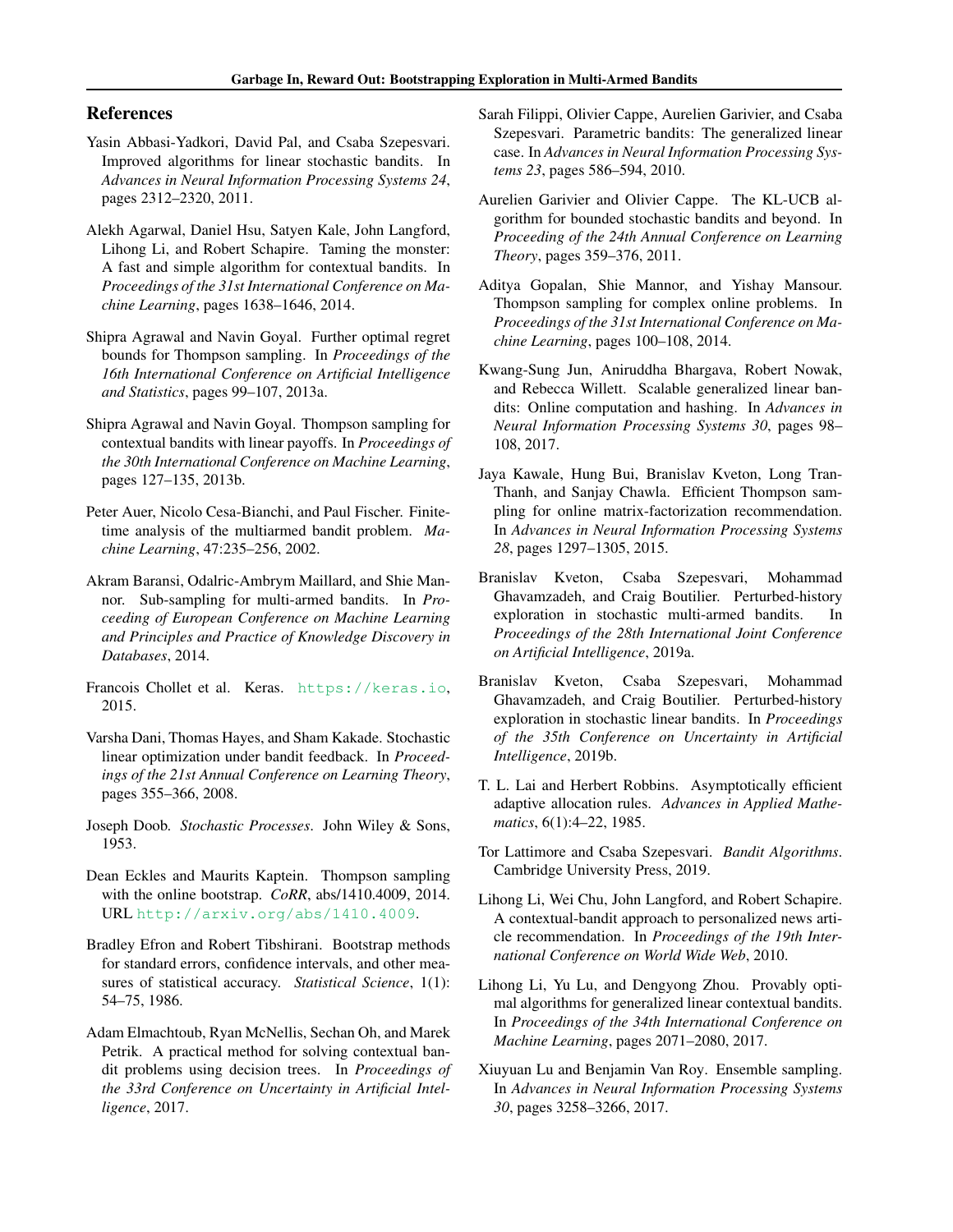## References

Yasin Abbasi-Yadkori, David Pal, and Csaba Szepesvari. Improved algorithms for linear stochastic bandits. In *Advances in Neural Information Processing Systems 24*, pages 2312–2320, 2011.

Alekh Agarwal, Daniel Hsu, Satyen Kale, John Langford, Lihong Li, and Robert Schapire. Taming the monster: A fast and simple algorithm for contextual bandits. In *Proceedings of the 31st International Conference on Machine Learning*, pages 1638–1646, 2014.

Shipra Agrawal and Navin Goyal. Further optimal regret bounds for Thompson sampling. In *Proceedings of the 16th International Conference on Artificial Intelligence and Statistics*, pages 99–107, 2013a.

Shipra Agrawal and Navin Goyal. Thompson sampling for contextual bandits with linear payoffs. In *Proceedings of the 30th International Conference on Machine Learning*, pages 127–135, 2013b.

Peter Auer, Nicolo Cesa-Bianchi, and Paul Fischer. Finite-time analysis of the multiarmed bandit problem. *Machine Learning*, 47:235–256, 2002.

Akram Baransi, Odalric-Ambrym Maillard, and Shie Mannor. Sub-sampling for multi-armed bandits. In *Proceeding of European Conference on Machine Learning and Principles and Practice of Knowledge Discovery in Databases*, 2014.

Francois Chollet et al. Keras. https://keras.io, 2015.

Varsha Dani, Thomas Hayes, and Sham Kakade. Stochastic linear optimization under bandit feedback. In *Proceedings of the 21st Annual Conference on Learning Theory*, pages 355–366, 2008.

Joseph Doob. *Stochastic Processes*. John Wiley & Sons, 1953.

Dean Eckles and Maurits Kaptein. Thompson sampling with the online bootstrap. *CoRR*, abs/1410.4009, 2014. URL http://arxiv.org/abs/1410.4009.

Bradley Efron and Robert Tibshirani. Bootstrap methods for standard errors, confidence intervals, and other measures of statistical accuracy. *Statistical Science*, 1(1): 54–75, 1986.

Adam Elmachtoub, Ryan McNellis, Sechan Oh, and Marek Petrik. A practical method for solving contextual bandit problems using decision trees. In *Proceedings of the 33rd Conference on Uncertainty in Artificial Intelligence*, 2017.

Sarah Filippi, Olivier Cappe, Aurelien Garivier, and Csaba Szepesvari. Parametric bandits: The generalized linear case. In *Advances in Neural Information Processing Systems 23*, pages 586–594, 2010.

Aurelien Garivier and Olivier Cappe. The KL-UCB algorithm for bounded stochastic bandits and beyond. In *Proceeding of the 24th Annual Conference on Learning Theory*, pages 359–376, 2011.

Aditya Gopalan, Shie Mannor, and Yishay Mansour. Thompson sampling for complex online problems. In *Proceedings of the 31st International Conference on Machine Learning*, pages 100–108, 2014.

Kwang-Sung Jun, Aniruddha Bhargava, Robert Nowak, and Rebecca Willett. Scalable generalized linear bandits: Online computation and hashing. In *Advances in Neural Information Processing Systems 30*, pages 98–108, 2017.

Jaya Kawale, Hung Bui, Branislav Kveton, Long Tran-Thanh, and Sanjay Chawla. Efficient Thompson sampling for online matrix-factorization recommendation. In *Advances in Neural Information Processing Systems 28*, pages 1297–1305, 2015.

Branislav Kveton, Csaba Szepesvari, Mohammad Ghavamzadeh, and Craig Boutilier. Perturbed-history exploration in stochastic multi-armed bandits. In *Proceedings of the 28th International Joint Conference on Artificial Intelligence*, 2019a.

Branislav Kveton, Csaba Szepesvari, Mohammad Ghavamzadeh, and Craig Boutilier. Perturbed-history exploration in stochastic linear bandits. In *Proceedings of the 35th Conference on Uncertainty in Artificial Intelligence*, 2019b.

T. L. Lai and Herbert Robbins. Asymptotically efficient adaptive allocation rules. *Advances in Applied Mathematics*, 6(1):4–22, 1985.

Tor Lattimore and Csaba Szepesvari. *Bandit Algorithms*. Cambridge University Press, 2019.

Lihong Li, Wei Chu, John Langford, and Robert Schapire. A contextual-bandit approach to personalized news article recommendation. In *Proceedings of the 19th International Conference on World Wide Web*, 2010.

Lihong Li, Yu Lu, and Dengyong Zhou. Provably optimal algorithms for generalized linear contextual bandits. In *Proceedings of the 34th International Conference on Machine Learning*, pages 2071–2080, 2017.

Xiuyuan Lu and Benjamin Van Roy. Ensemble sampling. In *Advances in Neural Information Processing Systems 30*, pages 3258–3266, 2017.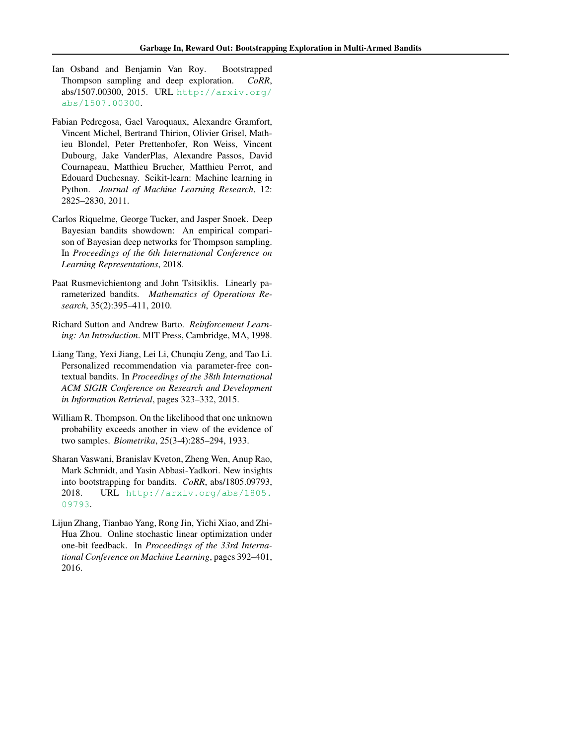Ian Osband and Benjamin Van Roy. Bootstrapped Thompson sampling and deep exploration. *CoRR*, abs/1507.00300, 2015. URL http://arxiv.org/abs/1507.00300.

Fabian Pedregosa, Gael Varoquaux, Alexandre Gramfort, Vincent Michel, Bertrand Thirion, Olivier Grisel, Mathieu Blondel, Peter Prettenhofer, Ron Weiss, Vincent Dubourg, Jake VanderPlas, Alexandre Passos, David Cournapeau, Matthieu Brucher, Matthieu Perrot, and Edouard Duchesnay. Scikit-learn: Machine learning in Python. *Journal of Machine Learning Research*, 12: 2825–2830, 2011.

Carlos Riquelme, George Tucker, and Jasper Snoek. Deep Bayesian bandits showdown: An empirical comparison of Bayesian deep networks for Thompson sampling. In *Proceedings of the 6th International Conference on Learning Representations*, 2018.

Paat Rusmevichientong and John Tsitsiklis. Linearly parameterized bandits. *Mathematics of Operations Research*, 35(2):395–411, 2010.

Richard Sutton and Andrew Barto. *Reinforcement Learning: An Introduction*. MIT Press, Cambridge, MA, 1998.

Liang Tang, Yexi Jiang, Lei Li, Chunqiu Zeng, and Tao Li. Personalized recommendation via parameter-free contextual bandits. In *Proceedings of the 38th International ACM SIGIR Conference on Research and Development in Information Retrieval*, pages 323–332, 2015.

William R. Thompson. On the likelihood that one unknown probability exceeds another in view of the evidence of two samples. *Biometrika*, 25(3-4):285–294, 1933.

Sharan Vaswani, Branislav Kveton, Zheng Wen, Anup Rao, Mark Schmidt, and Yasin Abbasi-Yadkori. New insights into bootstrapping for bandits. *CoRR*, abs/1805.09793, 2018. URL http://arxiv.org/abs/1805.09793.

Lijun Zhang, Tianbao Yang, Rong Jin, Yichi Xiao, and Zhi-Hua Zhou. Online stochastic linear optimization under one-bit feedback. In *Proceedings of the 33rd International Conference on Machine Learning*, pages 392–401, 2016.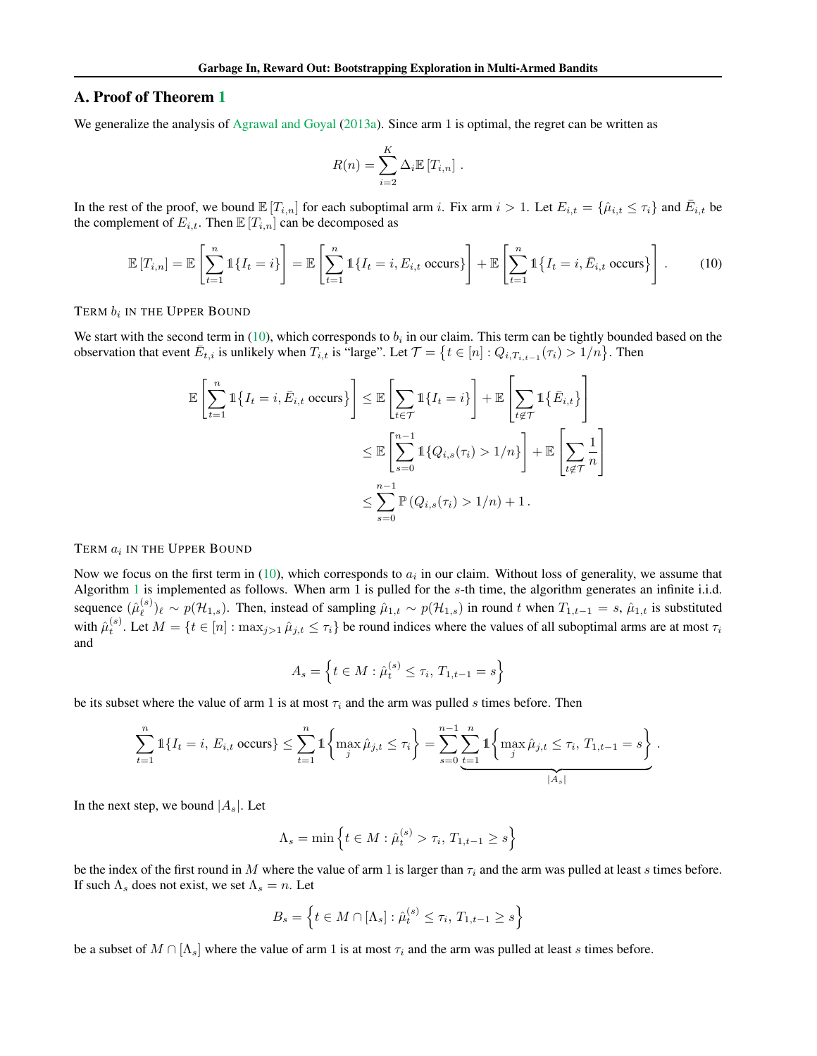## A. Proof of Theorem 1

We generalize the analysis of Agrawal and Goyal (2013a). Since arm 1 is optimal, the regret can be written as

$$R(n) = \sum_{i=2}^{K} \Delta_i \mathbb{E}\left[T_{i,n}\right] .$$

In the rest of the proof, we bound $\mathbb{E}[T_{i,n}]$ for each suboptimal arm $i$. Fix arm $i > 1$. Let $E_{i,t} = \{\hat{\mu}_{i,t} \leq \tau_i\}$ and $\bar{E}_{i,t}$ be the complement of $E_{i,t}$. Then $\mathbb{E}[T_{i,n}]$ can be decomposed as

$$\mathbb{E}\left[T_{i,n}\right] = \mathbb{E}\left[\sum_{t=1}^{n} \mathbb{1}\{I_t = i\}\right] = \mathbb{E}\left[\sum_{t=1}^{n} \mathbb{1}\{I_t = i, E_{i,t} \text{ occurs}\}\right] + \mathbb{E}\left[\sum_{t=1}^{n} \mathbb{1}\{I_t = i, \bar{E}_{i,t} \text{ occurs}\}\right] . \tag{10}$$

### Term $b_i$ in the Upper Bound

We start with the second term in (10), which corresponds to $b_i$ in our claim. This term can be tightly bounded based on the observation that event $\bar{E}_{t,i}$ is unlikely when $T_{i,t}$ is "large". Let $\mathcal{T} = \left\{t \in [n] : Q_{i,T_{i,t-1}}(\tau_i) > 1/n\right\}$. Then

$$\begin{aligned}
\mathbb{E}\left[\sum_{t=1}^{n} \mathbb{1}\{I_t = i, \bar{E}_{i,t} \text{ occurs}\}\right] &\leq \mathbb{E}\left[\sum_{t \in \mathcal{T}} \mathbb{1}\{I_t = i\}\right] + \mathbb{E}\left[\sum_{t \notin \mathcal{T}} \mathbb{1}\{\bar{E}_{i,t}\}\right] \\
&\leq \mathbb{E}\left[\sum_{s=0}^{n-1} \mathbb{1}\{Q_{i,s}(\tau_i) > 1/n\}\right] + \mathbb{E}\left[\sum_{t \notin \mathcal{T}} \frac{1}{n}\right] \\
&\leq \sum_{s=0}^{n-1} \mathbb{P}\left(Q_{i,s}(\tau_i) > 1/n\right) + 1 .
\end{aligned}$$

### Term $a_i$ in the Upper Bound

Now we focus on the first term in (10), which corresponds to $a_i$ in our claim. Without loss of generality, we assume that Algorithm 1 is implemented as follows. When arm 1 is pulled for the $s$-th time, the algorithm generates an infinite i.i.d. sequence $(\hat{\mu}_\ell^{(s)})_\ell \sim p(\mathcal{H}_{1,s})$. Then, instead of sampling $\hat{\mu}_{1,t} \sim p(\mathcal{H}_{1,s})$ in round $t$ when $T_{1,t-1} = s$, $\hat{\mu}_{1,t}$ is substituted with $\hat{\mu}_t^{(s)}$. Let $M = \{t \in [n] : \max_{j>1} \hat{\mu}_{j,t} \leq \tau_i\}$ be round indices where the values of all suboptimal arms are at most $\tau_i$ and

$$A_s = \left\{t \in M : \hat{\mu}_t^{(s)} \leq \tau_i,\, T_{1,t-1} = s\right\}$$

be its subset where the value of arm 1 is at most $\tau_i$ and the arm was pulled $s$ times before. Then

$$\sum_{t=1}^{n} \mathbb{1}\{I_t = i,\, E_{i,t} \text{ occurs}\} \leq \sum_{t=1}^{n} \mathbb{1}\left\{\max_j \hat{\mu}_{j,t} \leq \tau_i\right\} = \sum_{s=0}^{n-1} \underbrace{\sum_{t=1}^{n} \mathbb{1}\left\{\max_j \hat{\mu}_{j,t} \leq \tau_i,\, T_{1,t-1} = s\right\}}_{|A_s|} .$$

In the next step, we bound $|A_s|$. Let

$$\Lambda_s = \min\left\{t \in M : \hat{\mu}_t^{(s)} > \tau_i,\, T_{1,t-1} \geq s\right\}$$

be the index of the first round in $M$ where the value of arm 1 is larger than $\tau_i$ and the arm was pulled at least $s$ times before. If such $\Lambda_s$ does not exist, we set $\Lambda_s = n$. Let

$$B_s = \left\{t \in M \cap [\Lambda_s] : \hat{\mu}_t^{(s)} \leq \tau_i,\, T_{1,t-1} \geq s\right\}$$

be a subset of $M \cap [\Lambda_s]$ where the value of arm 1 is at most $\tau_i$ and the arm was pulled at least $s$ times before.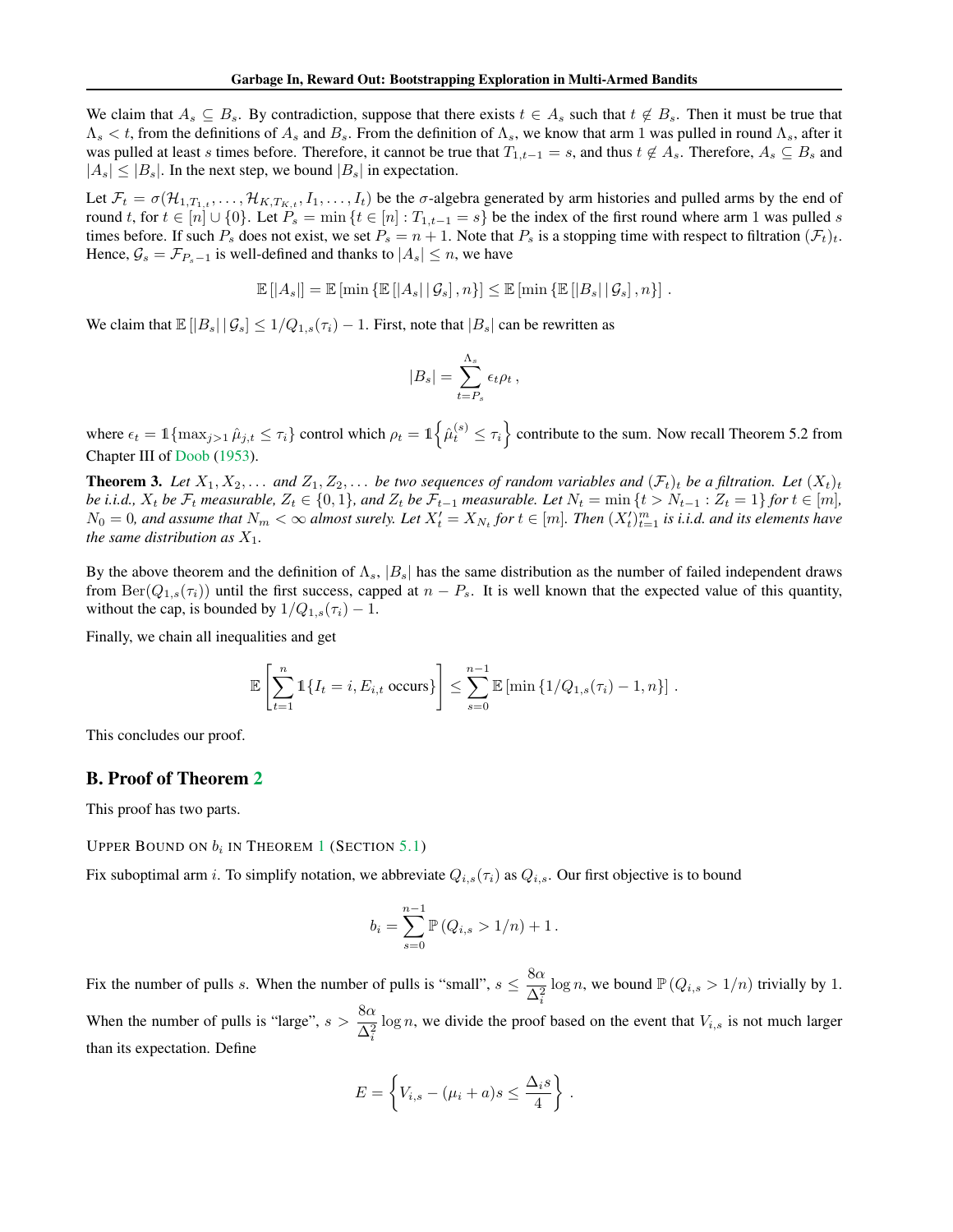We claim that $A_s \subseteq B_s$. By contradiction, suppose that there exists $t \in A_s$ such that $t \notin B_s$. Then it must be true that $\Lambda_s < t$, from the definitions of $A_s$ and $B_s$. From the definition of $\Lambda_s$, we know that arm 1 was pulled in round $\Lambda_s$, after it was pulled at least $s$ times before. Therefore, it cannot be true that $T_{1,t-1} = s$, and thus $t \notin A_s$. Therefore, $A_s \subseteq B_s$ and $|A_s| \leq |B_s|$. In the next step, we bound $|B_s|$ in expectation.

Let $\mathcal{F}_t = \sigma(\mathcal{H}_{1,T_{1,t}}, \ldots, \mathcal{H}_{K,T_{K,t}}, I_1, \ldots, I_t)$ be the $\sigma$-algebra generated by arm histories and pulled arms by the end of round $t$, for $t \in [n] \cup \{0\}$. Let $P_s = \min \{t \in [n] : T_{1,t-1} = s\}$ be the index of the first round where arm 1 was pulled $s$ times before. If such $P_s$ does not exist, we set $P_s = n + 1$. Note that $P_s$ is a stopping time with respect to filtration $(\mathcal{F}_t)_t$. Hence, $\mathcal{G}_s = \mathcal{F}_{P_s - 1}$ is well-defined and thanks to $|A_s| \leq n$, we have

$$\mathbb{E}\left[|A_s|\right] = \mathbb{E}\left[\min\left\{\mathbb{E}\left[|A_s| \mid \mathcal{G}_s\right], n\right\}\right] \leq \mathbb{E}\left[\min\left\{\mathbb{E}\left[|B_s| \mid \mathcal{G}_s\right], n\right\}\right] .$$

We claim that $\mathbb{E}\left[|B_s| \mid \mathcal{G}_s\right] \leq 1/Q_{1,s}(\tau_i) - 1$. First, note that $|B_s|$ can be rewritten as

$$|B_s| = \sum_{t=P_s}^{\Lambda_s} \epsilon_t \rho_t ,$$

where $\epsilon_t = \mathbb{1}\{\max_{j>1} \hat{\mu}_{j,t} \leq \tau_i\}$ control which $\rho_t = \mathbb{1}\left\{\hat{\mu}_t^{(s)} \leq \tau_i\right\}$ contribute to the sum. Now recall Theorem 5.2 from Chapter III of Doob (1953).

**Theorem 3.** *Let $X_1, X_2, \ldots$ and $Z_1, Z_2, \ldots$ be two sequences of random variables and $(\mathcal{F}_t)_t$ be a filtration. Let $(X_t)_t$ be i.i.d., $X_t$ be $\mathcal{F}_t$ measurable, $Z_t \in \{0, 1\}$, and $Z_t$ be $\mathcal{F}_{t-1}$ measurable. Let $N_t = \min \{t > N_{t-1} : Z_t = 1\}$ for $t \in [m]$, $N_0 = 0$, and assume that $N_m < \infty$ almost surely. Let $X'_t = X_{N_t}$ for $t \in [m]$. Then $(X'_t)_{t=1}^m$ is i.i.d. and its elements have the same distribution as $X_1$.*

By the above theorem and the definition of $\Lambda_s$, $|B_s|$ has the same distribution as the number of failed independent draws from $\mathrm{Ber}(Q_{1,s}(\tau_i))$ until the first success, capped at $n - P_s$. It is well known that the expected value of this quantity, without the cap, is bounded by $1/Q_{1,s}(\tau_i) - 1$.

Finally, we chain all inequalities and get

$$\mathbb{E}\left[\sum_{t=1}^{n} \mathbb{1}\{I_t = i, E_{i,t} \text{ occurs}\}\right] \leq \sum_{s=0}^{n-1} \mathbb{E}\left[\min\left\{1/Q_{1,s}(\tau_i) - 1, n\right\}\right] .$$

This concludes our proof.

## B. Proof of Theorem 2

This proof has two parts.

UPPER BOUND ON $b_i$ IN THEOREM 1 (SECTION 5.1)

Fix suboptimal arm $i$. To simplify notation, we abbreviate $Q_{i,s}(\tau_i)$ as $Q_{i,s}$. Our first objective is to bound

$$b_i = \sum_{s=0}^{n-1} \mathbb{P}\left(Q_{i,s} > 1/n\right) + 1 .$$

Fix the number of pulls $s$. When the number of pulls is "small", $s \leq \dfrac{8\alpha}{\Delta_i^2} \log n$, we bound $\mathbb{P}\left(Q_{i,s} > 1/n\right)$ trivially by 1. When the number of pulls is "large", $s > \dfrac{8\alpha}{\Delta_i^2} \log n$, we divide the proof based on the event that $V_{i,s}$ is not much larger than its expectation. Define

$$E = \left\{V_{i,s} - (\mu_i + a)s \leq \frac{\Delta_i s}{4}\right\} .$$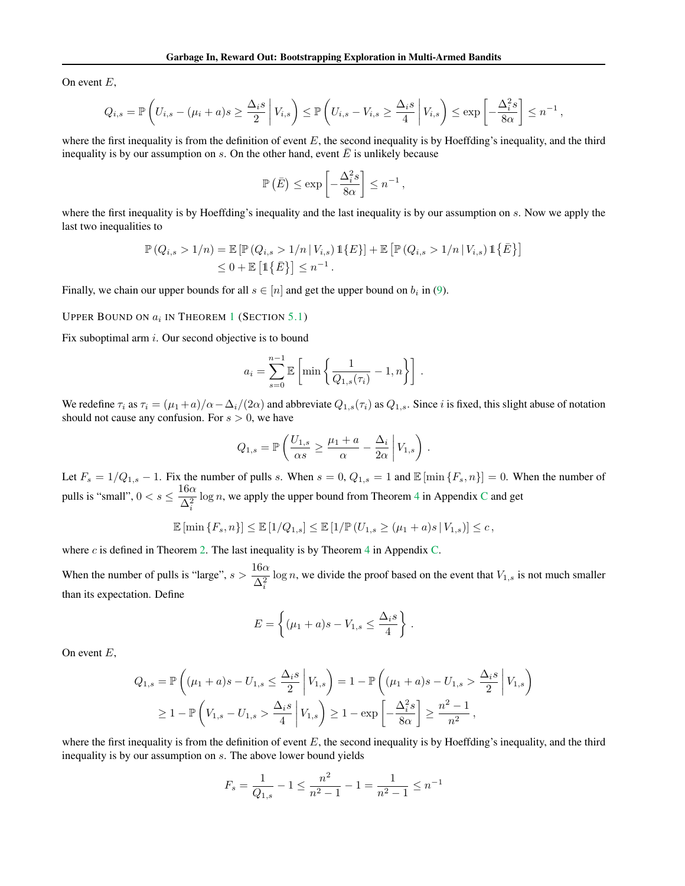On event $E$,

$$Q_{i,s} = \mathbb{P}\left(U_{i,s} - (\mu_i + a)s \geq \frac{\Delta_i s}{2} \,\middle|\, V_{i,s}\right) \leq \mathbb{P}\left(U_{i,s} - V_{i,s} \geq \frac{\Delta_i s}{4} \,\middle|\, V_{i,s}\right) \leq \exp\left[-\frac{\Delta_i^2 s}{8\alpha}\right] \leq n^{-1},$$

where the first inequality is from the definition of event $E$, the second inequality is by Hoeffding's inequality, and the third inequality is by our assumption on $s$. On the other hand, event $\bar{E}$ is unlikely because

$$\mathbb{P}\left(\bar{E}\right) \leq \exp\left[-\frac{\Delta_i^2 s}{8\alpha}\right] \leq n^{-1},$$

where the first inequality is by Hoeffding's inequality and the last inequality is by our assumption on $s$. Now we apply the last two inequalities to

$$\begin{aligned}
\mathbb{P}\left(Q_{i,s} > 1/n\right) &= \mathbb{E}\left[\mathbb{P}\left(Q_{i,s} > 1/n \,|\, V_{i,s}\right) \mathbb{1}\{E\}\right] + \mathbb{E}\left[\mathbb{P}\left(Q_{i,s} > 1/n \,|\, V_{i,s}\right) \mathbb{1}\{\bar{E}\}\right] \\
&\leq 0 + \mathbb{E}\left[\mathbb{1}\{\bar{E}\}\right] \leq n^{-1}.
\end{aligned}$$

Finally, we chain our upper bounds for all $s \in [n]$ and get the upper bound on $b_i$ in (9).

UPPER BOUND ON $a_i$ IN THEOREM 1 (SECTION 5.1)

Fix suboptimal arm $i$. Our second objective is to bound

$$a_i = \sum_{s=0}^{n-1} \mathbb{E}\left[\min\left\{\frac{1}{Q_{1,s}(\tau_i)} - 1, n\right\}\right].$$

We redefine $\tau_i$ as $\tau_i = (\mu_1 + a)/\alpha - \Delta_i/(2\alpha)$ and abbreviate $Q_{1,s}(\tau_i)$ as $Q_{1,s}$. Since $i$ is fixed, this slight abuse of notation should not cause any confusion. For $s > 0$, we have

$$Q_{1,s} = \mathbb{P}\left(\frac{U_{1,s}}{\alpha s} \geq \frac{\mu_1 + a}{\alpha} - \frac{\Delta_i}{2\alpha} \,\middle|\, V_{1,s}\right).$$

Let $F_s = 1/Q_{1,s} - 1$. Fix the number of pulls $s$. When $s = 0$, $Q_{1,s} = 1$ and $\mathbb{E}\left[\min\left\{F_s, n\right\}\right] = 0$. When the number of pulls is "small", $0 < s \leq \frac{16\alpha}{\Delta_i^2} \log n$, we apply the upper bound from Theorem 4 in Appendix C and get

$$\mathbb{E}\left[\min\left\{F_s, n\right\}\right] \leq \mathbb{E}\left[1/Q_{1,s}\right] \leq \mathbb{E}\left[1/\mathbb{P}\left(U_{1,s} \geq (\mu_1 + a)s \,|\, V_{1,s}\right)\right] \leq c,$$

where $c$ is defined in Theorem 2. The last inequality is by Theorem 4 in Appendix C.

When the number of pulls is "large", $s > \frac{16\alpha}{\Delta_i^2} \log n$, we divide the proof based on the event that $V_{1,s}$ is not much smaller than its expectation. Define

$$E = \left\{(\mu_1 + a)s - V_{1,s} \leq \frac{\Delta_i s}{4}\right\}.$$

On event $E$,

$$\begin{aligned}
Q_{1,s} &= \mathbb{P}\left((\mu_1 + a)s - U_{1,s} \leq \frac{\Delta_i s}{2} \,\middle|\, V_{1,s}\right) = 1 - \mathbb{P}\left((\mu_1 + a)s - U_{1,s} > \frac{\Delta_i s}{2} \,\middle|\, V_{1,s}\right) \\
&\geq 1 - \mathbb{P}\left(V_{1,s} - U_{1,s} > \frac{\Delta_i s}{4} \,\middle|\, V_{1,s}\right) \geq 1 - \exp\left[-\frac{\Delta_i^2 s}{8\alpha}\right] \geq \frac{n^2 - 1}{n^2},
\end{aligned}$$

where the first inequality is from the definition of event $E$, the second inequality is by Hoeffding's inequality, and the third inequality is by our assumption on $s$. The above lower bound yields

$$F_s = \frac{1}{Q_{1,s}} - 1 \leq \frac{n^2}{n^2 - 1} - 1 = \frac{1}{n^2 - 1} \leq n^{-1}$$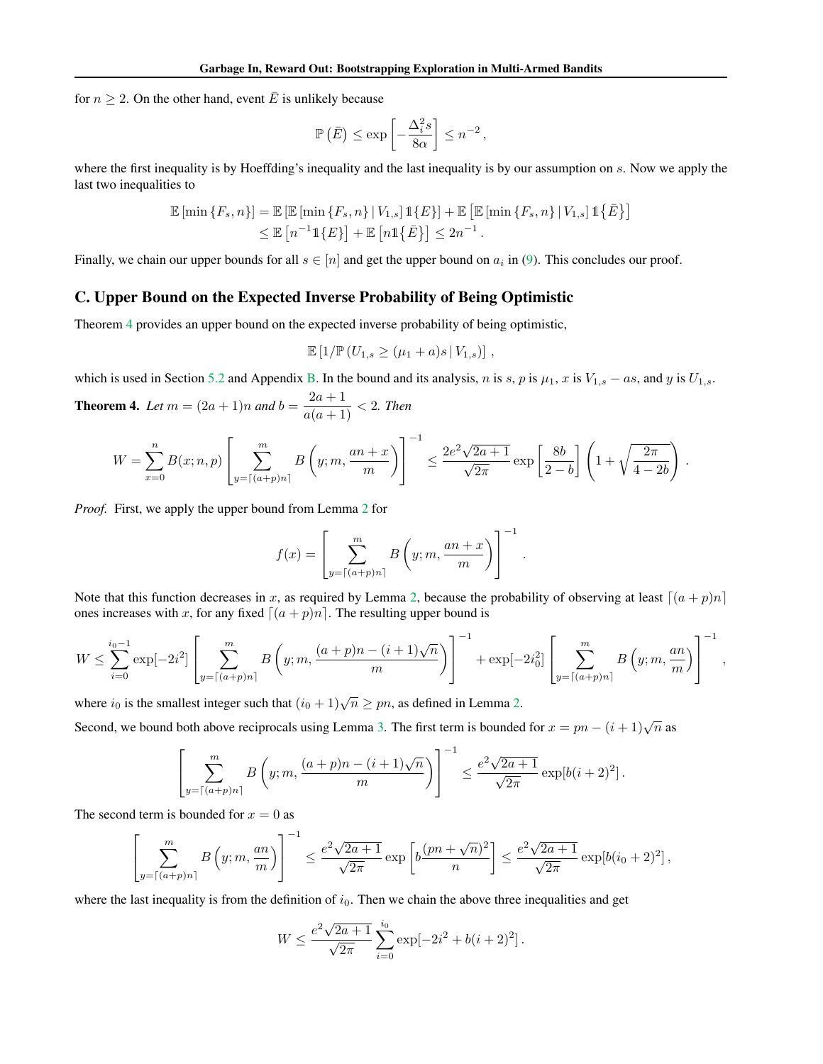for $n \geq 2$. On the other hand, event $\bar{E}$ is unlikely because

$$\mathbb{P}\left(\bar{E}\right) \leq \exp\left[-\frac{\Delta_i^2 s}{8\alpha}\right] \leq n^{-2}\,,$$

where the first inequality is by Hoeffding's inequality and the last inequality is by our assumption on $s$. Now we apply the last two inequalities to

$$\begin{aligned}
\mathbb{E}\left[\min\left\{F_s, n\right\}\right] &= \mathbb{E}\left[\mathbb{E}\left[\min\left\{F_s, n\right\} \mid V_{1,s}\right] \mathbb{1}\{E\}\right] + \mathbb{E}\left[\mathbb{E}\left[\min\left\{F_s, n\right\} \mid V_{1,s}\right] \mathbb{1}\{\bar{E}\}\right] \\
&\leq \mathbb{E}\left[n^{-1}\mathbb{1}\{E\}\right] + \mathbb{E}\left[n\mathbb{1}\{\bar{E}\}\right] \leq 2n^{-1}\,.
\end{aligned}$$

Finally, we chain our upper bounds for all $s \in [n]$ and get the upper bound on $a_i$ in (9). This concludes our proof.

## C. Upper Bound on the Expected Inverse Probability of Being Optimistic

Theorem 4 provides an upper bound on the expected inverse probability of being optimistic,

$$\mathbb{E}\left[1/\mathbb{P}\left(U_{1,s} \geq (\mu_1 + a)s \mid V_{1,s}\right)\right]\,,$$

which is used in Section 5.2 and Appendix B. In the bound and its analysis, $n$ is $s$, $p$ is $\mu_1$, $x$ is $V_{1,s} - as$, and $y$ is $U_{1,s}$.

**Theorem 4.** *Let $m = (2a+1)n$ and $b = \dfrac{2a+1}{a(a+1)} < 2$. Then*

$$W = \sum_{x=0}^{n} B(x; n, p) \left[\sum_{y=\lceil (a+p)n \rceil}^{m} B\left(y; m, \frac{an+x}{m}\right)\right]^{-1} \leq \frac{2e^2\sqrt{2a+1}}{\sqrt{2\pi}} \exp\left[\frac{8b}{2-b}\right] \left(1 + \sqrt{\frac{2\pi}{4-2b}}\right)\,.$$

*Proof.* First, we apply the upper bound from Lemma 2 for

$$f(x) = \left[\sum_{y=\lceil (a+p)n \rceil}^{m} B\left(y; m, \frac{an+x}{m}\right)\right]^{-1}\,.$$

Note that this function decreases in $x$, as required by Lemma 2, because the probability of observing at least $\lceil (a+p)n \rceil$ ones increases with $x$, for any fixed $\lceil (a+p)n \rceil$. The resulting upper bound is

$$W \leq \sum_{i=0}^{i_0 - 1} \exp[-2i^2] \left[\sum_{y=\lceil (a+p)n \rceil}^{m} B\left(y; m, \frac{(a+p)n - (i+1)\sqrt{n}}{m}\right)\right]^{-1} + \exp[-2i_0^2] \left[\sum_{y=\lceil (a+p)n \rceil}^{m} B\left(y; m, \frac{an}{m}\right)\right]^{-1}\,,$$

where $i_0$ is the smallest integer such that $(i_0 + 1)\sqrt{n} \geq pn$, as defined in Lemma 2.

Second, we bound both above reciprocals using Lemma 3. The first term is bounded for $x = pn - (i+1)\sqrt{n}$ as

$$\left[\sum_{y=\lceil (a+p)n \rceil}^{m} B\left(y; m, \frac{(a+p)n - (i+1)\sqrt{n}}{m}\right)\right]^{-1} \leq \frac{e^2\sqrt{2a+1}}{\sqrt{2\pi}} \exp[b(i+2)^2]\,.$$

The second term is bounded for $x = 0$ as

$$\left[\sum_{y=\lceil (a+p)n \rceil}^{m} B\left(y; m, \frac{an}{m}\right)\right]^{-1} \leq \frac{e^2\sqrt{2a+1}}{\sqrt{2\pi}} \exp\left[b\frac{(pn+\sqrt{n})^2}{n}\right] \leq \frac{e^2\sqrt{2a+1}}{\sqrt{2\pi}} \exp[b(i_0+2)^2]\,,$$

where the last inequality is from the definition of $i_0$. Then we chain the above three inequalities and get

$$W \leq \frac{e^2\sqrt{2a+1}}{\sqrt{2\pi}} \sum_{i=0}^{i_0} \exp[-2i^2 + b(i+2)^2]\,.$$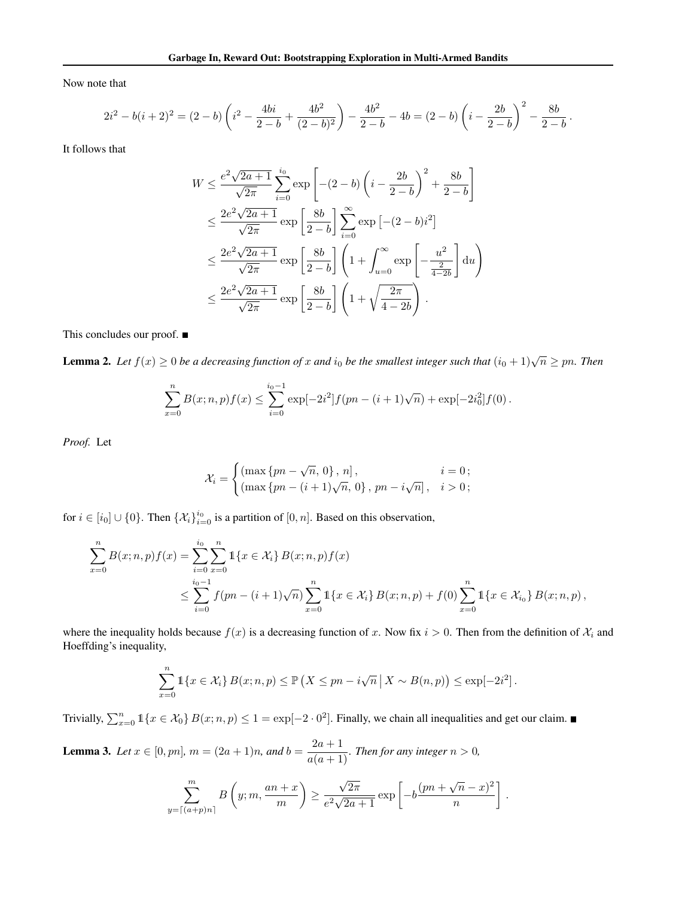Now note that

$$2i^2 - b(i+2)^2 = (2-b)\left(i^2 - \frac{4bi}{2-b} + \frac{4b^2}{(2-b)^2}\right) - \frac{4b^2}{2-b} - 4b = (2-b)\left(i - \frac{2b}{2-b}\right)^2 - \frac{8b}{2-b}\,.$$

It follows that

$$\begin{aligned}
W &\leq \frac{e^2\sqrt{2a+1}}{\sqrt{2\pi}} \sum_{i=0}^{i_0} \exp\left[-(2-b)\left(i - \frac{2b}{2-b}\right)^2 + \frac{8b}{2-b}\right] \\
&\leq \frac{2e^2\sqrt{2a+1}}{\sqrt{2\pi}} \exp\left[\frac{8b}{2-b}\right] \sum_{i=0}^{\infty} \exp\left[-(2-b)i^2\right] \\
&\leq \frac{2e^2\sqrt{2a+1}}{\sqrt{2\pi}} \exp\left[\frac{8b}{2-b}\right] \left(1 + \int_{u=0}^{\infty} \exp\left[-\frac{u^2}{\frac{2}{4-2b}}\right] \mathrm{d}u\right) \\
&\leq \frac{2e^2\sqrt{2a+1}}{\sqrt{2\pi}} \exp\left[\frac{8b}{2-b}\right] \left(1 + \sqrt{\frac{2\pi}{4-2b}}\right).
\end{aligned}$$

This concludes our proof. ■

**Lemma 2.** *Let $f(x) \geq 0$ be a decreasing function of $x$ and $i_0$ be the smallest integer such that $(i_0+1)\sqrt{n} \geq pn$. Then*

$$\sum_{x=0}^{n} B(x;n,p) f(x) \leq \sum_{i=0}^{i_0-1} \exp[-2i^2] f(pn - (i+1)\sqrt{n}) + \exp[-2i_0^2] f(0)\,.$$

*Proof.* Let

$$\mathcal{X}_i = \begin{cases} (\max\{pn - \sqrt{n},\, 0\},\, n]\,, & i = 0\,; \\ (\max\{pn - (i+1)\sqrt{n},\, 0\},\, pn - i\sqrt{n}]\,, & i > 0\,; \end{cases}$$

for $i \in [i_0] \cup \{0\}$. Then $\{\mathcal{X}_i\}_{i=0}^{i_0}$ is a partition of $[0,n]$. Based on this observation,

$$\begin{aligned}
\sum_{x=0}^{n} B(x;n,p) f(x) &= \sum_{i=0}^{i_0} \sum_{x=0}^{n} \mathbb{1}\{x \in \mathcal{X}_i\}\, B(x;n,p) f(x) \\
&\leq \sum_{i=0}^{i_0-1} f(pn - (i+1)\sqrt{n}) \sum_{x=0}^{n} \mathbb{1}\{x \in \mathcal{X}_i\}\, B(x;n,p) + f(0) \sum_{x=0}^{n} \mathbb{1}\{x \in \mathcal{X}_{i_0}\}\, B(x;n,p)\,,
\end{aligned}$$

where the inequality holds because $f(x)$ is a decreasing function of $x$. Now fix $i > 0$. Then from the definition of $\mathcal{X}_i$ and Hoeffding's inequality,

$$\sum_{x=0}^{n} \mathbb{1}\{x \in \mathcal{X}_i\}\, B(x;n,p) \leq \mathbb{P}\left(X \leq pn - i\sqrt{n} \,\middle|\, X \sim B(n,p)\right) \leq \exp[-2i^2]\,.$$

Trivially, $\sum_{x=0}^{n} \mathbb{1}\{x \in \mathcal{X}_0\}\, B(x;n,p) \leq 1 = \exp[-2 \cdot 0^2]$. Finally, we chain all inequalities and get our claim. ■

**Lemma 3.** *Let $x \in [0, pn]$, $m = (2a+1)n$, and $b = \dfrac{2a+1}{a(a+1)}$. Then for any integer $n > 0$,*

$$\sum_{y=\lceil (a+p)n \rceil}^{m} B\left(y; m, \frac{an+x}{m}\right) \geq \frac{\sqrt{2\pi}}{e^2\sqrt{2a+1}} \exp\left[-b\frac{(pn + \sqrt{n} - x)^2}{n}\right].$$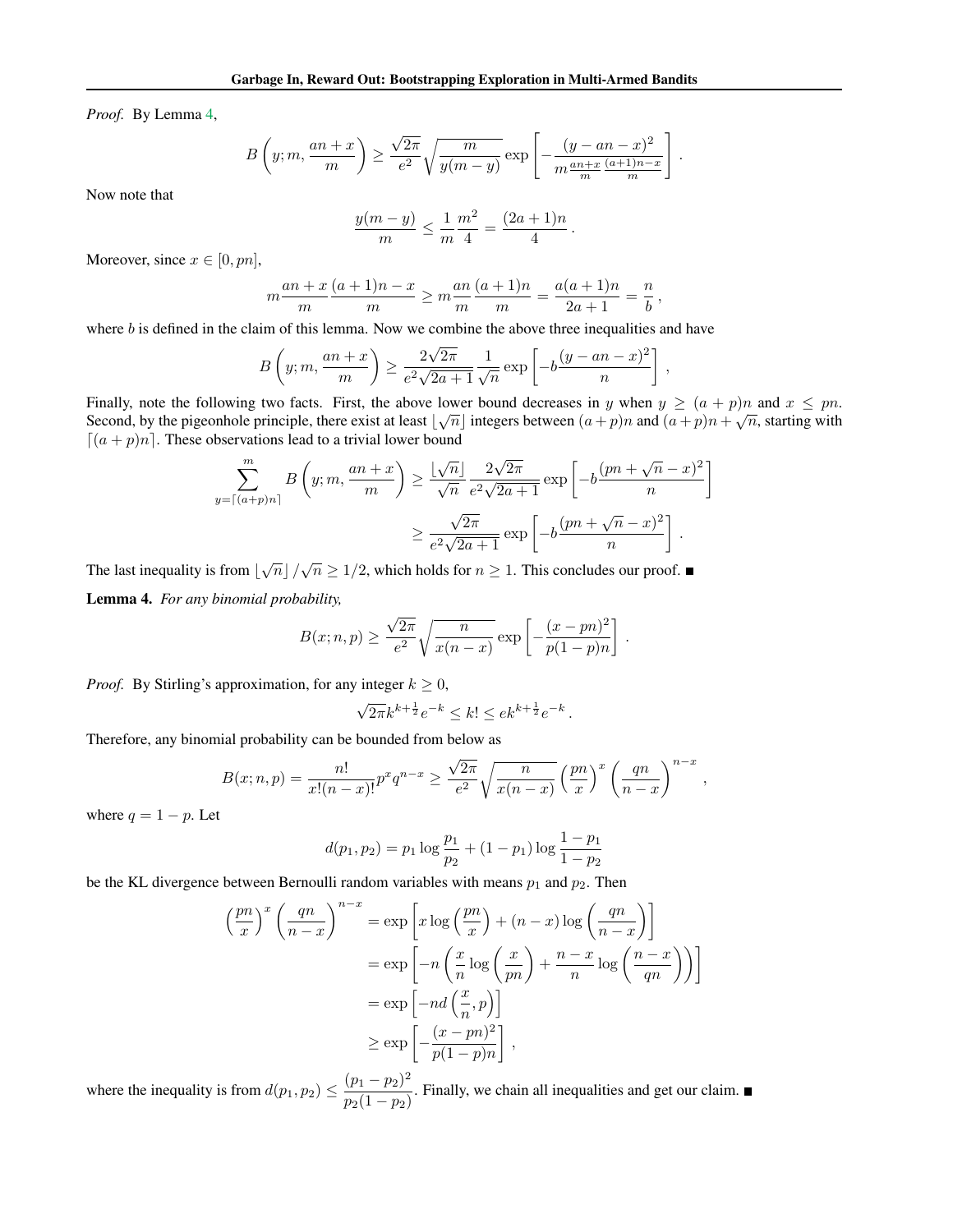*Proof.* By Lemma 4,

$$B\left(y; m, \frac{an+x}{m}\right) \geq \frac{\sqrt{2\pi}}{e^2}\sqrt{\frac{m}{y(m-y)}}\exp\left[-\frac{(y-an-x)^2}{m\frac{an+x}{m}\frac{(a+1)n-x}{m}}\right].$$

Now note that

$$\frac{y(m-y)}{m} \leq \frac{1}{m}\frac{m^2}{4} = \frac{(2a+1)n}{4}.$$

Moreover, since $x \in [0, pn]$,

$$m\frac{an+x}{m}\frac{(a+1)n-x}{m} \geq m\frac{an}{m}\frac{(a+1)n}{m} = \frac{a(a+1)n}{2a+1} = \frac{n}{b},$$

where $b$ is defined in the claim of this lemma. Now we combine the above three inequalities and have

$$B\left(y; m, \frac{an+x}{m}\right) \geq \frac{2\sqrt{2\pi}}{e^2\sqrt{2a+1}}\frac{1}{\sqrt{n}}\exp\left[-b\frac{(y-an-x)^2}{n}\right],$$

Finally, note the following two facts. First, the above lower bound decreases in $y$ when $y \geq (a+p)n$ and $x \leq pn$. Second, by the pigeonhole principle, there exist at least $\lfloor\sqrt{n}\rfloor$ integers between $(a+p)n$ and $(a+p)n+\sqrt{n}$, starting with $\lceil(a+p)n\rceil$. These observations lead to a trivial lower bound

$$\sum_{y=\lceil(a+p)n\rceil}^{m} B\left(y; m, \frac{an+x}{m}\right) \geq \frac{\lfloor\sqrt{n}\rfloor}{\sqrt{n}}\frac{2\sqrt{2\pi}}{e^2\sqrt{2a+1}}\exp\left[-b\frac{(pn+\sqrt{n}-x)^2}{n}\right]$$

$$\geq \frac{\sqrt{2\pi}}{e^2\sqrt{2a+1}}\exp\left[-b\frac{(pn+\sqrt{n}-x)^2}{n}\right].$$

The last inequality is from $\lfloor\sqrt{n}\rfloor/\sqrt{n} \geq 1/2$, which holds for $n \geq 1$. This concludes our proof. ■

**Lemma 4.** *For any binomial probability,*

$$B(x; n, p) \geq \frac{\sqrt{2\pi}}{e^2}\sqrt{\frac{n}{x(n-x)}}\exp\left[-\frac{(x-pn)^2}{p(1-p)n}\right].$$

*Proof.* By Stirling's approximation, for any integer $k \geq 0$,

$$\sqrt{2\pi}k^{k+\frac{1}{2}}e^{-k} \leq k! \leq ek^{k+\frac{1}{2}}e^{-k}.$$

Therefore, any binomial probability can be bounded from below as

$$B(x; n, p) = \frac{n!}{x!(n-x)!}p^x q^{n-x} \geq \frac{\sqrt{2\pi}}{e^2}\sqrt{\frac{n}{x(n-x)}}\left(\frac{pn}{x}\right)^x\left(\frac{qn}{n-x}\right)^{n-x},$$

where $q = 1-p$. Let

$$d(p_1, p_2) = p_1\log\frac{p_1}{p_2} + (1-p_1)\log\frac{1-p_1}{1-p_2}$$

be the KL divergence between Bernoulli random variables with means $p_1$ and $p_2$. Then

$$\begin{aligned}
\left(\frac{pn}{x}\right)^x\left(\frac{qn}{n-x}\right)^{n-x} &= \exp\left[x\log\left(\frac{pn}{x}\right) + (n-x)\log\left(\frac{qn}{n-x}\right)\right] \\
&= \exp\left[-n\left(\frac{x}{n}\log\left(\frac{x}{pn}\right) + \frac{n-x}{n}\log\left(\frac{n-x}{qn}\right)\right)\right] \\
&= \exp\left[-nd\left(\frac{x}{n}, p\right)\right] \\
&\geq \exp\left[-\frac{(x-pn)^2}{p(1-p)n}\right],
\end{aligned}$$

where the inequality is from $d(p_1, p_2) \leq \frac{(p_1-p_2)^2}{p_2(1-p_2)}$. Finally, we chain all inequalities and get our claim. ■